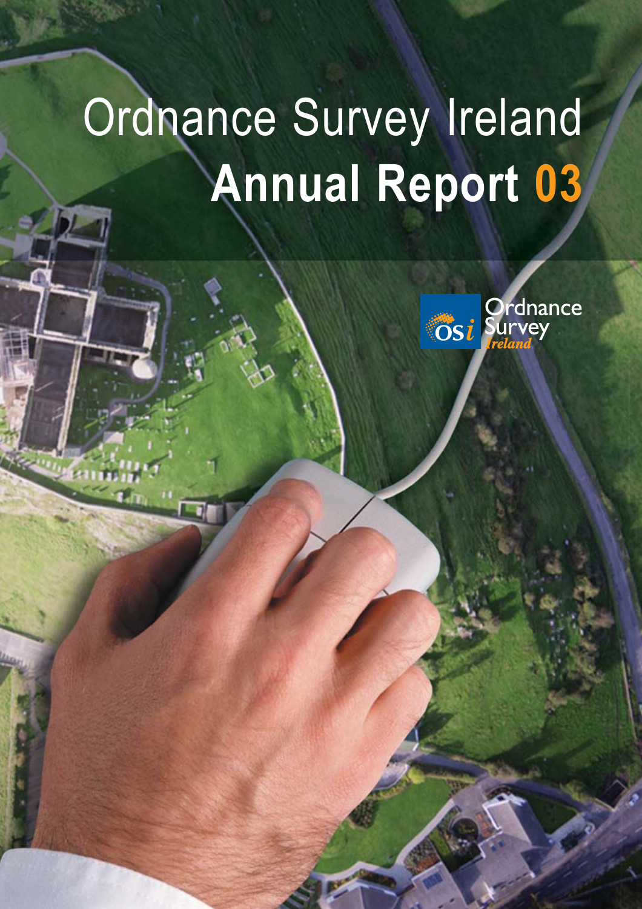# Ordnance Survey Ireland

# **Annual Report 03**

osi Ordnance Survey *Ireland*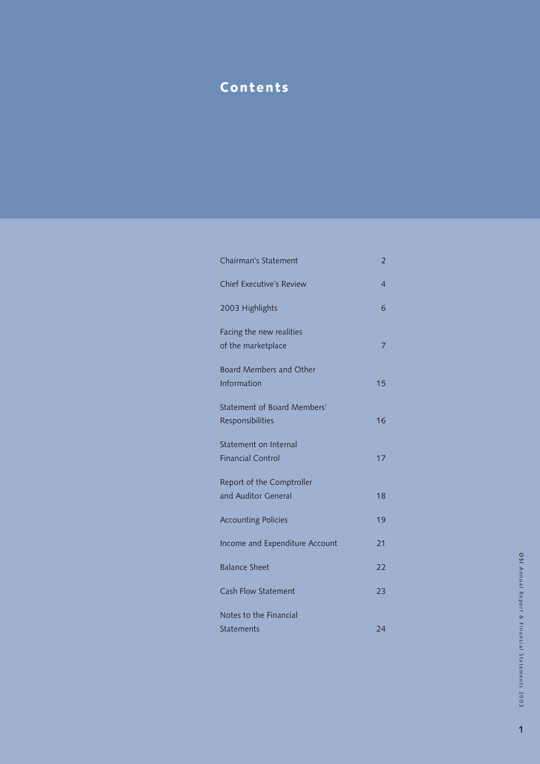# Contents

| | |
|---|---|
| Chairman's Statement | 2 |
| Chief Executive's Review | 4 |
| 2003 Highlights | 6 |
| Facing the new realities of the marketplace | 7 |
| Board Members and Other Information | 15 |
| Statement of Board Members' Responsibilities | 16 |
| Statement on Internal Financial Control | 17 |
| Report of the Comptroller and Auditor General | 18 |
| Accounting Policies | 19 |
| Income and Expenditure Account | 21 |
| Balance Sheet | 22 |
| Cash Flow Statement | 23 |
| Notes to the Financial Statements | 24 |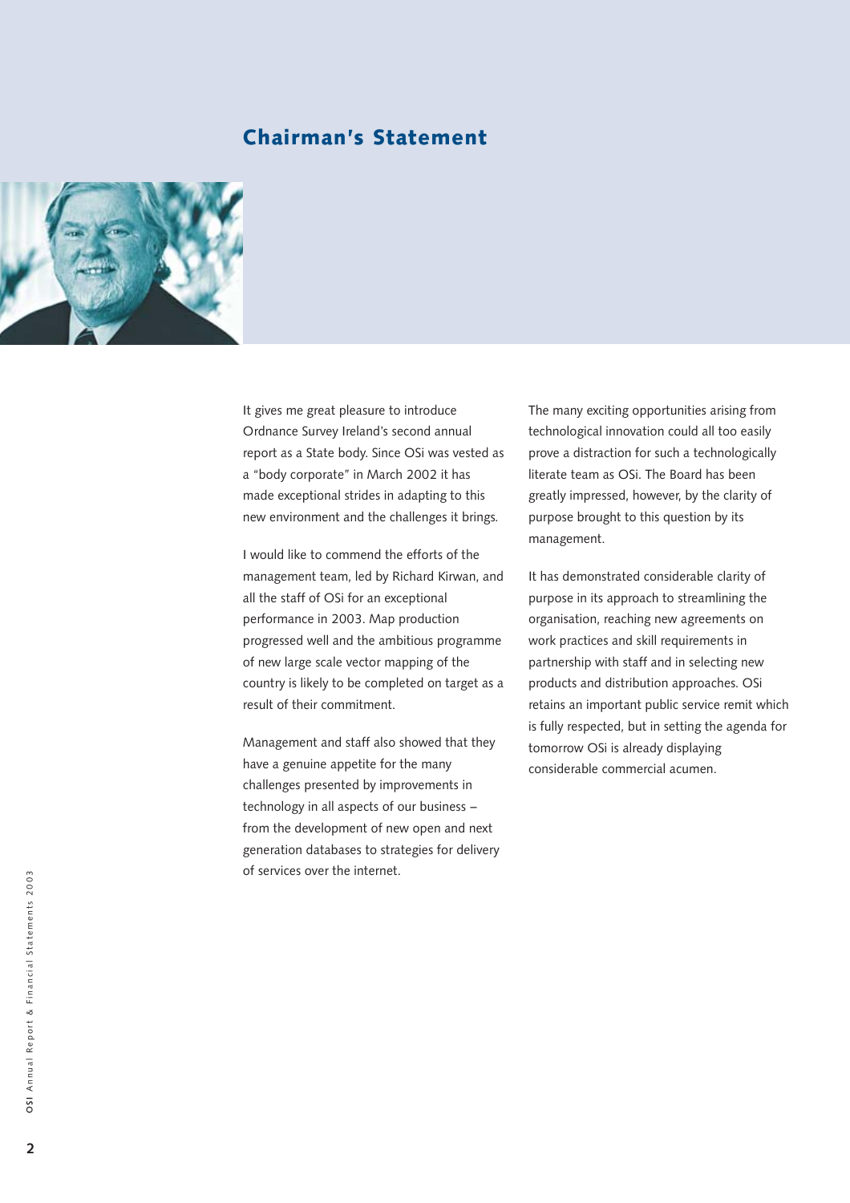# Chairman's Statement

It gives me great pleasure to introduce Ordnance Survey Ireland's second annual report as a State body. Since OSi was vested as a "body corporate" in March 2002 it has made exceptional strides in adapting to this new environment and the challenges it brings.

I would like to commend the efforts of the management team, led by Richard Kirwan, and all the staff of OSi for an exceptional performance in 2003. Map production progressed well and the ambitious programme of new large scale vector mapping of the country is likely to be completed on target as a result of their commitment.

Management and staff also showed that they have a genuine appetite for the many challenges presented by improvements in technology in all aspects of our business – from the development of new open and next generation databases to strategies for delivery of services over the internet.

The many exciting opportunities arising from technological innovation could all too easily prove a distraction for such a technologically literate team as OSi. The Board has been greatly impressed, however, by the clarity of purpose brought to this question by its management.

It has demonstrated considerable clarity of purpose in its approach to streamlining the organisation, reaching new agreements on work practices and skill requirements in partnership with staff and in selecting new products and distribution approaches. OSi retains an important public service remit which is fully respected, but in setting the agenda for tomorrow OSi is already displaying considerable commercial acumen.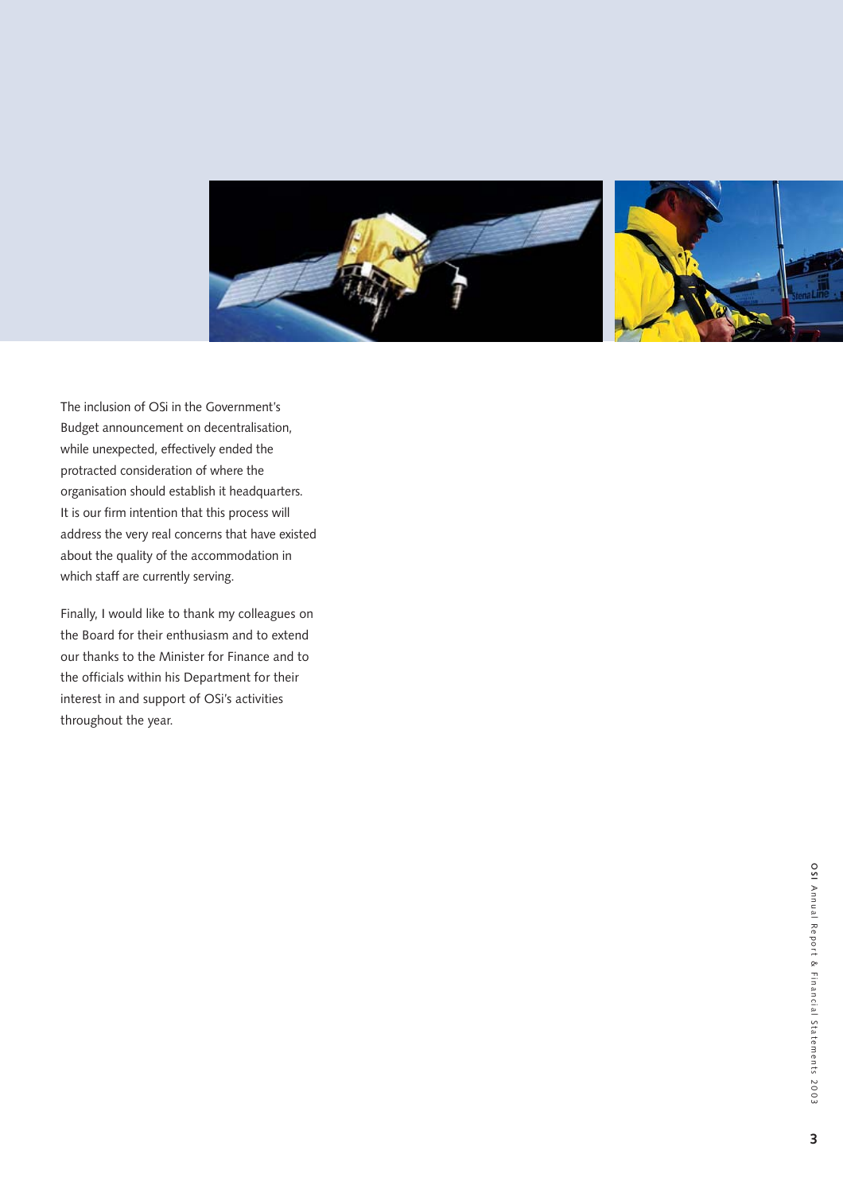The inclusion of OSi in the Government's Budget announcement on decentralisation, while unexpected, effectively ended the protracted consideration of where the organisation should establish it headquarters. It is our firm intention that this process will address the very real concerns that have existed about the quality of the accommodation in which staff are currently serving.

Finally, I would like to thank my colleagues on the Board for their enthusiasm and to extend our thanks to the Minister for Finance and to the officials within his Department for their interest in and support of OSi's activities throughout the year.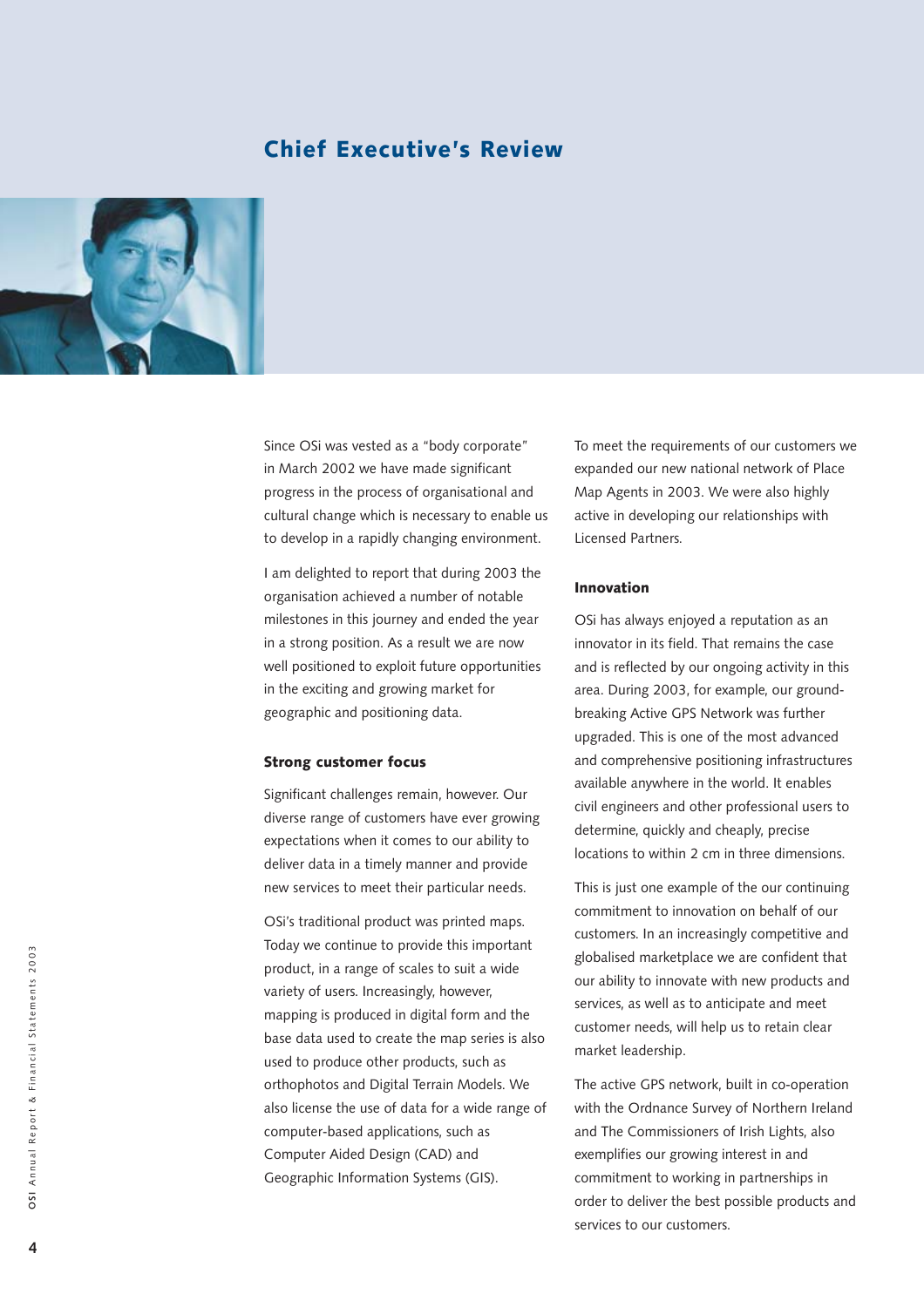# Chief Executive's Review

Since OSi was vested as a "body corporate" in March 2002 we have made significant progress in the process of organisational and cultural change which is necessary to enable us to develop in a rapidly changing environment.

I am delighted to report that during 2003 the organisation achieved a number of notable milestones in this journey and ended the year in a strong position. As a result we are now well positioned to exploit future opportunities in the exciting and growing market for geographic and positioning data.

### Strong customer focus

Significant challenges remain, however. Our diverse range of customers have ever growing expectations when it comes to our ability to deliver data in a timely manner and provide new services to meet their particular needs.

OSi's traditional product was printed maps. Today we continue to provide this important product, in a range of scales to suit a wide variety of users. Increasingly, however, mapping is produced in digital form and the base data used to create the map series is also used to produce other products, such as orthophotos and Digital Terrain Models. We also license the use of data for a wide range of computer-based applications, such as Computer Aided Design (CAD) and Geographic Information Systems (GIS).

To meet the requirements of our customers we expanded our new national network of Place Map Agents in 2003. We were also highly active in developing our relationships with Licensed Partners.

### Innovation

OSi has always enjoyed a reputation as an innovator in its field. That remains the case and is reflected by our ongoing activity in this area. During 2003, for example, our ground-breaking Active GPS Network was further upgraded. This is one of the most advanced and comprehensive positioning infrastructures available anywhere in the world. It enables civil engineers and other professional users to determine, quickly and cheaply, precise locations to within 2 cm in three dimensions.

This is just one example of the our continuing commitment to innovation on behalf of our customers. In an increasingly competitive and globalised marketplace we are confident that our ability to innovate with new products and services, as well as to anticipate and meet customer needs, will help us to retain clear market leadership.

The active GPS network, built in co-operation with the Ordnance Survey of Northern Ireland and The Commissioners of Irish Lights, also exemplifies our growing interest in and commitment to working in partnerships in order to deliver the best possible products and services to our customers.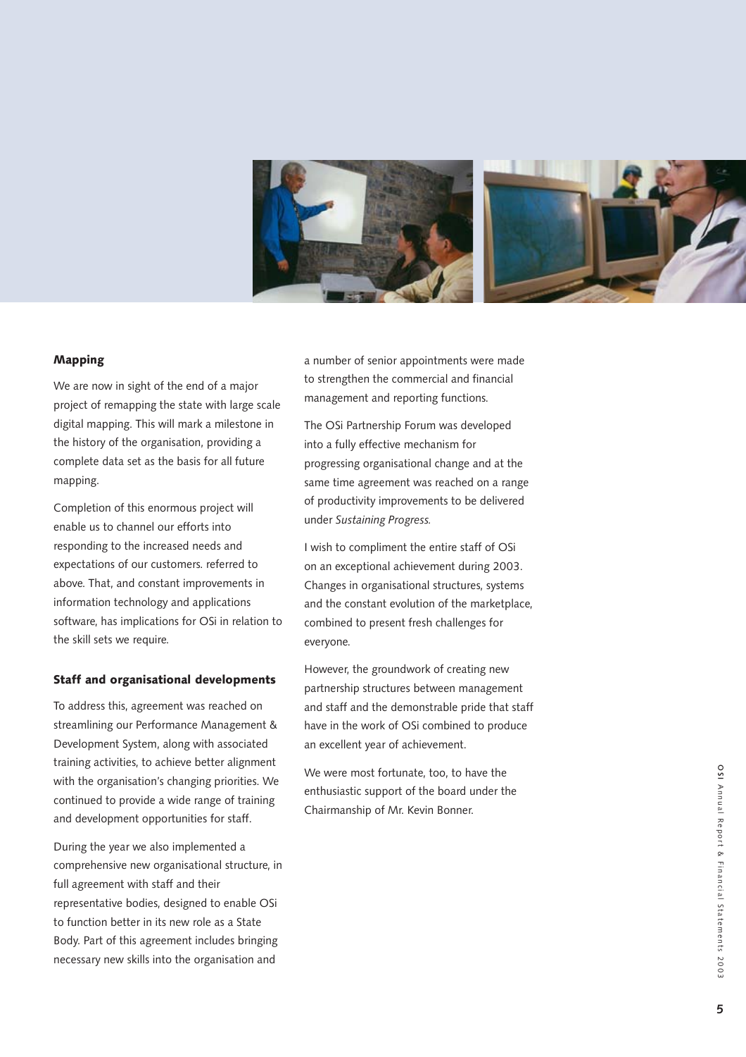## Mapping

We are now in sight of the end of a major project of remapping the state with large scale digital mapping. This will mark a milestone in the history of the organisation, providing a complete data set as the basis for all future mapping.

Completion of this enormous project will enable us to channel our efforts into responding to the increased needs and expectations of our customers. referred to above. That, and constant improvements in information technology and applications software, has implications for OSi in relation to the skill sets we require.

## Staff and organisational developments

To address this, agreement was reached on streamlining our Performance Management & Development System, along with associated training activities, to achieve better alignment with the organisation's changing priorities. We continued to provide a wide range of training and development opportunities for staff.

During the year we also implemented a comprehensive new organisational structure, in full agreement with staff and their representative bodies, designed to enable OSi to function better in its new role as a State Body. Part of this agreement includes bringing necessary new skills into the organisation and a number of senior appointments were made to strengthen the commercial and financial management and reporting functions.

The OSi Partnership Forum was developed into a fully effective mechanism for progressing organisational change and at the same time agreement was reached on a range of productivity improvements to be delivered under *Sustaining Progress.*

I wish to compliment the entire staff of OSi on an exceptional achievement during 2003. Changes in organisational structures, systems and the constant evolution of the marketplace, combined to present fresh challenges for everyone.

However, the groundwork of creating new partnership structures between management and staff and the demonstrable pride that staff have in the work of OSi combined to produce an excellent year of achievement.

We were most fortunate, too, to have the enthusiastic support of the board under the Chairmanship of Mr. Kevin Bonner.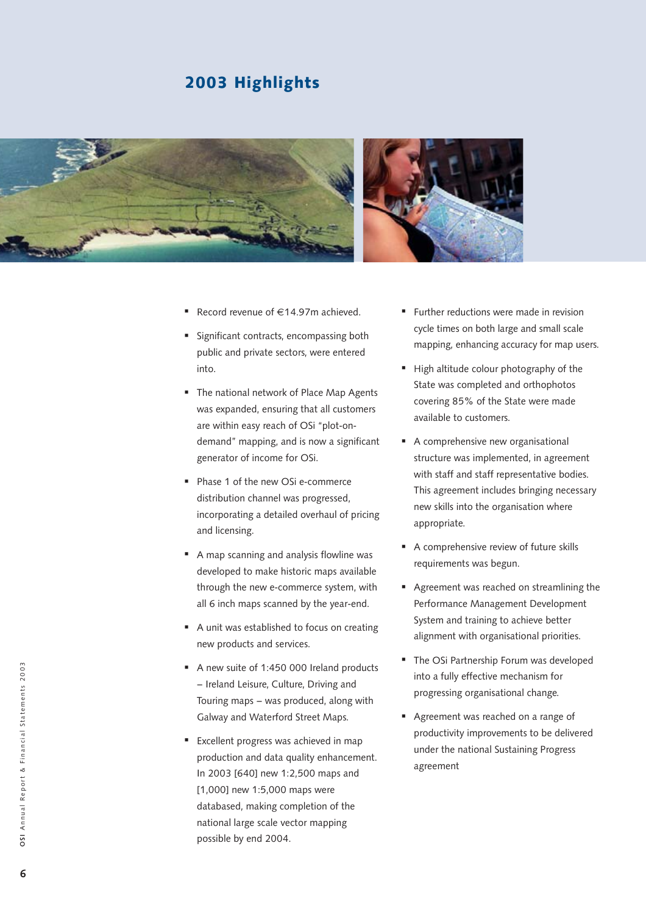# 2003 Highlights

- Record revenue of €14.97m achieved.
- Significant contracts, encompassing both public and private sectors, were entered into.
- The national network of Place Map Agents was expanded, ensuring that all customers are within easy reach of OSi "plot-on-demand" mapping, and is now a significant generator of income for OSi.
- Phase 1 of the new OSi e-commerce distribution channel was progressed, incorporating a detailed overhaul of pricing and licensing.
- A map scanning and analysis flowline was developed to make historic maps available through the new e-commerce system, with all 6 inch maps scanned by the year-end.
- A unit was established to focus on creating new products and services.
- A new suite of 1:450 000 Ireland products – Ireland Leisure, Culture, Driving and Touring maps – was produced, along with Galway and Waterford Street Maps.
- Excellent progress was achieved in map production and data quality enhancement. In 2003 [640] new 1:2,500 maps and [1,000] new 1:5,000 maps were databased, making completion of the national large scale vector mapping possible by end 2004.
- Further reductions were made in revision cycle times on both large and small scale mapping, enhancing accuracy for map users.
- High altitude colour photography of the State was completed and orthophotos covering 85% of the State were made available to customers.
- A comprehensive new organisational structure was implemented, in agreement with staff and staff representative bodies. This agreement includes bringing necessary new skills into the organisation where appropriate.
- A comprehensive review of future skills requirements was begun.
- Agreement was reached on streamlining the Performance Management Development System and training to achieve better alignment with organisational priorities.
- The OSi Partnership Forum was developed into a fully effective mechanism for progressing organisational change.
- Agreement was reached on a range of productivity improvements to be delivered under the national Sustaining Progress agreement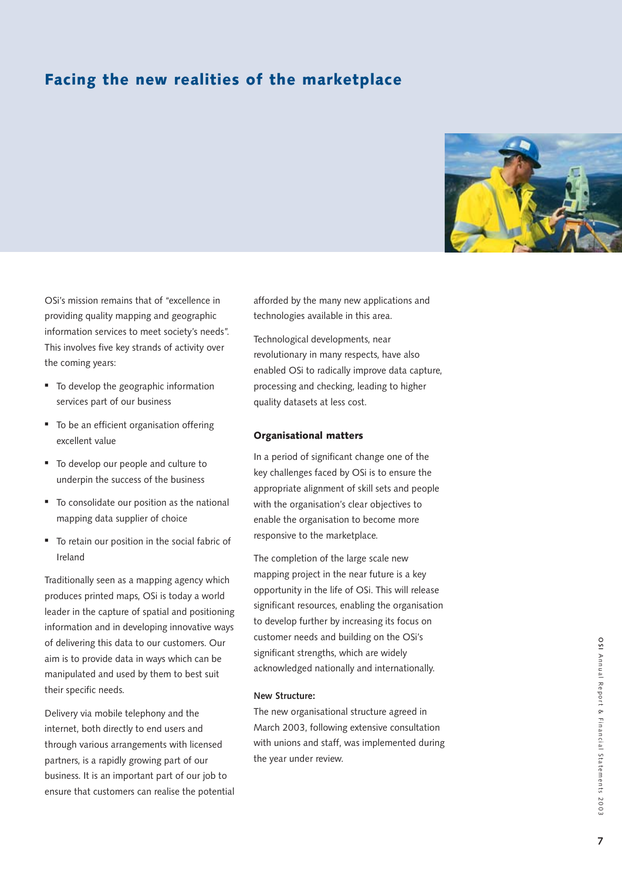# Facing the new realities of the marketplace

OSi's mission remains that of "excellence in providing quality mapping and geographic information services to meet society's needs". This involves five key strands of activity over the coming years:

- To develop the geographic information services part of our business
- To be an efficient organisation offering excellent value
- To develop our people and culture to underpin the success of the business
- To consolidate our position as the national mapping data supplier of choice
- To retain our position in the social fabric of Ireland

Traditionally seen as a mapping agency which produces printed maps, OSi is today a world leader in the capture of spatial and positioning information and in developing innovative ways of delivering this data to our customers. Our aim is to provide data in ways which can be manipulated and used by them to best suit their specific needs.

Delivery via mobile telephony and the internet, both directly to end users and through various arrangements with licensed partners, is a rapidly growing part of our business. It is an important part of our job to ensure that customers can realise the potential afforded by the many new applications and technologies available in this area.

Technological developments, near revolutionary in many respects, have also enabled OSi to radically improve data capture, processing and checking, leading to higher quality datasets at less cost.

## Organisational matters

In a period of significant change one of the key challenges faced by OSi is to ensure the appropriate alignment of skill sets and people with the organisation's clear objectives to enable the organisation to become more responsive to the marketplace.

The completion of the large scale new mapping project in the near future is a key opportunity in the life of OSi. This will release significant resources, enabling the organisation to develop further by increasing its focus on customer needs and building on the OSi's significant strengths, which are widely acknowledged nationally and internationally.

### New Structure:

The new organisational structure agreed in March 2003, following extensive consultation with unions and staff, was implemented during the year under review.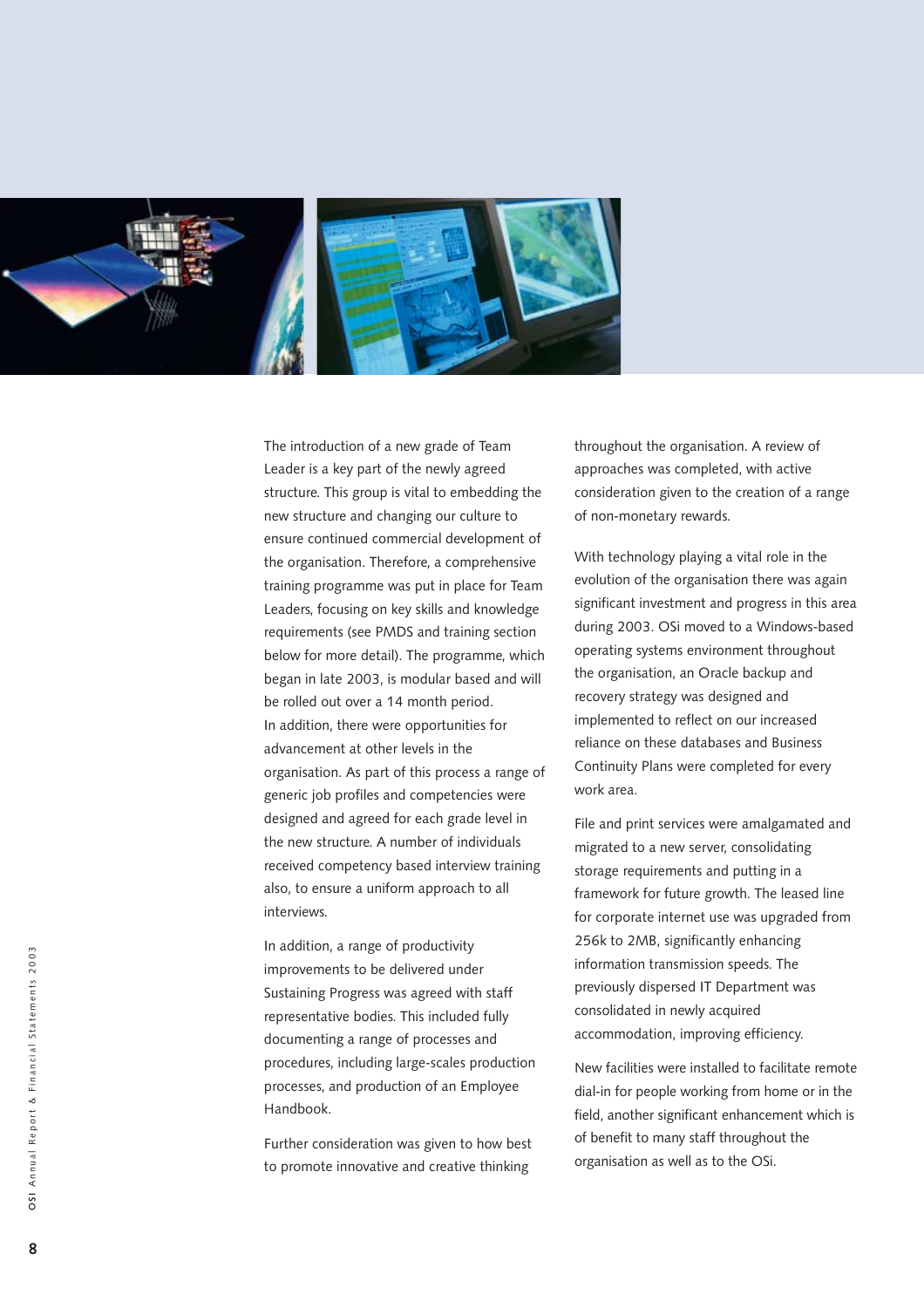The introduction of a new grade of Team Leader is a key part of the newly agreed structure. This group is vital to embedding the new structure and changing our culture to ensure continued commercial development of the organisation. Therefore, a comprehensive training programme was put in place for Team Leaders, focusing on key skills and knowledge requirements (see PMDS and training section below for more detail). The programme, which began in late 2003, is modular based and will be rolled out over a 14 month period.
In addition, there were opportunities for advancement at other levels in the organisation. As part of this process a range of generic job profiles and competencies were designed and agreed for each grade level in the new structure. A number of individuals received competency based interview training also, to ensure a uniform approach to all interviews.

In addition, a range of productivity improvements to be delivered under Sustaining Progress was agreed with staff representative bodies. This included fully documenting a range of processes and procedures, including large-scales production processes, and production of an Employee Handbook.

Further consideration was given to how best to promote innovative and creative thinking throughout the organisation. A review of approaches was completed, with active consideration given to the creation of a range of non-monetary rewards.

With technology playing a vital role in the evolution of the organisation there was again significant investment and progress in this area during 2003. OSi moved to a Windows-based operating systems environment throughout the organisation, an Oracle backup and recovery strategy was designed and implemented to reflect on our increased reliance on these databases and Business Continuity Plans were completed for every work area.

File and print services were amalgamated and migrated to a new server, consolidating storage requirements and putting in a framework for future growth. The leased line for corporate internet use was upgraded from 256k to 2MB, significantly enhancing information transmission speeds. The previously dispersed IT Department was consolidated in newly acquired accommodation, improving efficiency.

New facilities were installed to facilitate remote dial-in for people working from home or in the field, another significant enhancement which is of benefit to many staff throughout the organisation as well as to the OSi.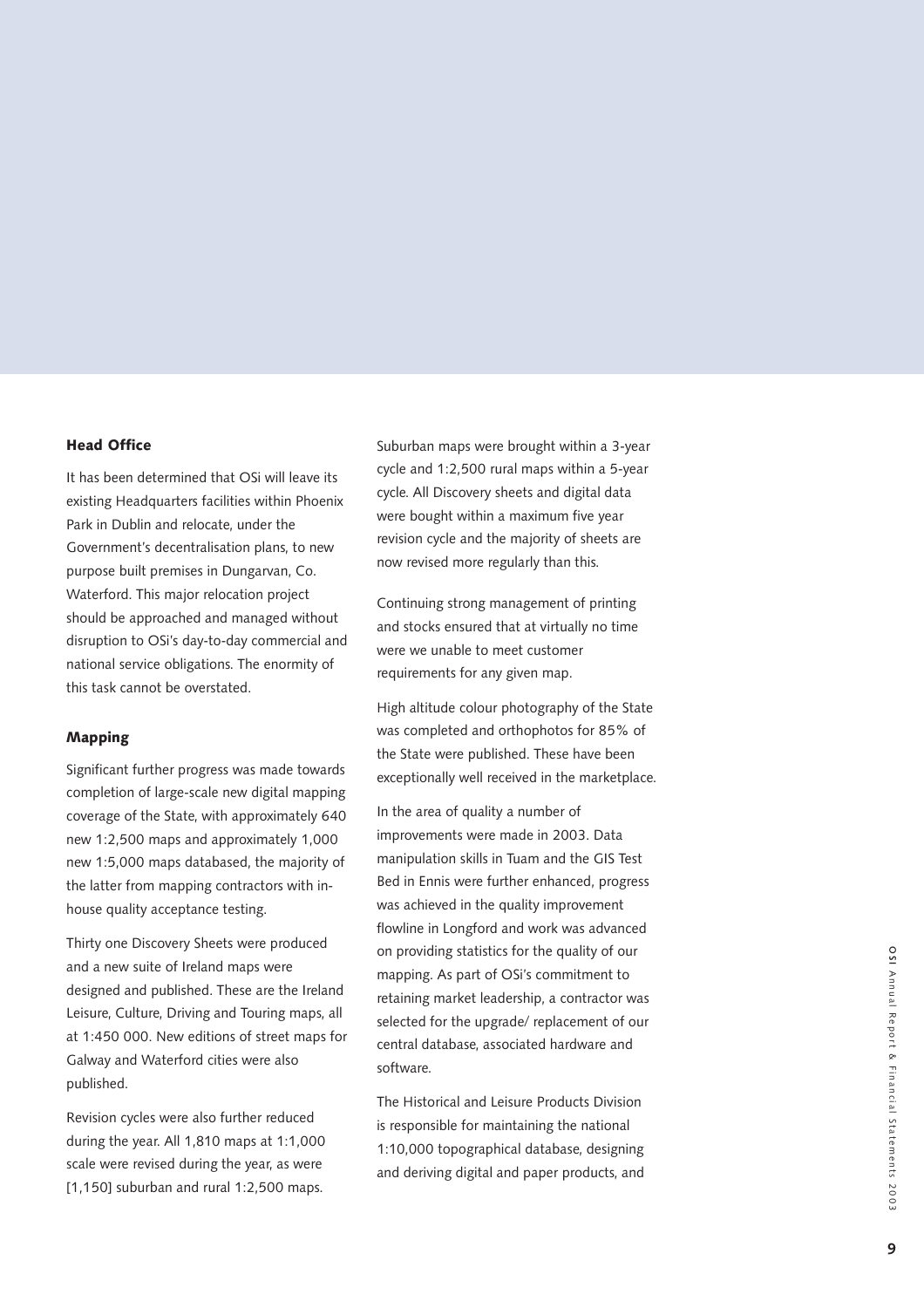## Head Office

It has been determined that OSi will leave its existing Headquarters facilities within Phoenix Park in Dublin and relocate, under the Government's decentralisation plans, to new purpose built premises in Dungarvan, Co. Waterford. This major relocation project should be approached and managed without disruption to OSi's day-to-day commercial and national service obligations. The enormity of this task cannot be overstated.

## Mapping

Significant further progress was made towards completion of large-scale new digital mapping coverage of the State, with approximately 640 new 1:2,500 maps and approximately 1,000 new 1:5,000 maps databased, the majority of the latter from mapping contractors with in-house quality acceptance testing.

Thirty one Discovery Sheets were produced and a new suite of Ireland maps were designed and published. These are the Ireland Leisure, Culture, Driving and Touring maps, all at 1:450 000. New editions of street maps for Galway and Waterford cities were also published.

Revision cycles were also further reduced during the year. All 1,810 maps at 1:1,000 scale were revised during the year, as were [1,150] suburban and rural 1:2,500 maps. Suburban maps were brought within a 3-year cycle and 1:2,500 rural maps within a 5-year cycle. All Discovery sheets and digital data were bought within a maximum five year revision cycle and the majority of sheets are now revised more regularly than this.

Continuing strong management of printing and stocks ensured that at virtually no time were we unable to meet customer requirements for any given map.

High altitude colour photography of the State was completed and orthophotos for 85% of the State were published. These have been exceptionally well received in the marketplace.

In the area of quality a number of improvements were made in 2003. Data manipulation skills in Tuam and the GIS Test Bed in Ennis were further enhanced, progress was achieved in the quality improvement flowline in Longford and work was advanced on providing statistics for the quality of our mapping. As part of OSi's commitment to retaining market leadership, a contractor was selected for the upgrade/ replacement of our central database, associated hardware and software.

The Historical and Leisure Products Division is responsible for maintaining the national 1:10,000 topographical database, designing and deriving digital and paper products, and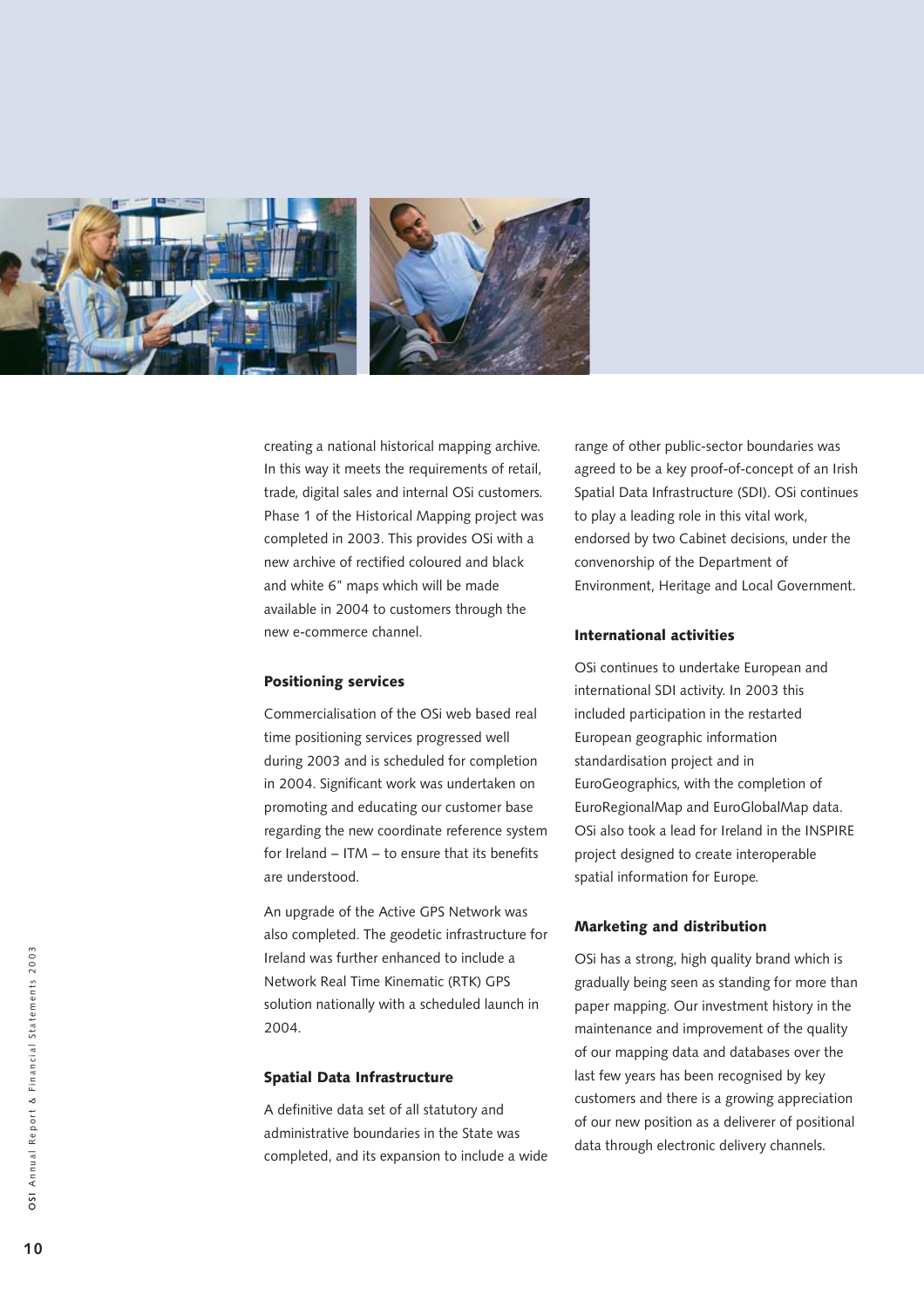creating a national historical mapping archive. In this way it meets the requirements of retail, trade, digital sales and internal OSi customers. Phase 1 of the Historical Mapping project was completed in 2003. This provides OSi with a new archive of rectified coloured and black and white 6" maps which will be made available in 2004 to customers through the new e-commerce channel.

### Positioning services

Commercialisation of the OSi web based real time positioning services progressed well during 2003 and is scheduled for completion in 2004. Significant work was undertaken on promoting and educating our customer base regarding the new coordinate reference system for Ireland – ITM – to ensure that its benefits are understood.

An upgrade of the Active GPS Network was also completed. The geodetic infrastructure for Ireland was further enhanced to include a Network Real Time Kinematic (RTK) GPS solution nationally with a scheduled launch in 2004.

### Spatial Data Infrastructure

A definitive data set of all statutory and administrative boundaries in the State was completed, and its expansion to include a wide range of other public-sector boundaries was agreed to be a key proof-of-concept of an Irish Spatial Data Infrastructure (SDI). OSi continues to play a leading role in this vital work, endorsed by two Cabinet decisions, under the convenorship of the Department of Environment, Heritage and Local Government.

### International activities

OSi continues to undertake European and international SDI activity. In 2003 this included participation in the restarted European geographic information standardisation project and in EuroGeographics, with the completion of EuroRegionalMap and EuroGlobalMap data. OSi also took a lead for Ireland in the INSPIRE project designed to create interoperable spatial information for Europe.

### Marketing and distribution

OSi has a strong, high quality brand which is gradually being seen as standing for more than paper mapping. Our investment history in the maintenance and improvement of the quality of our mapping data and databases over the last few years has been recognised by key customers and there is a growing appreciation of our new position as a deliverer of positional data through electronic delivery channels.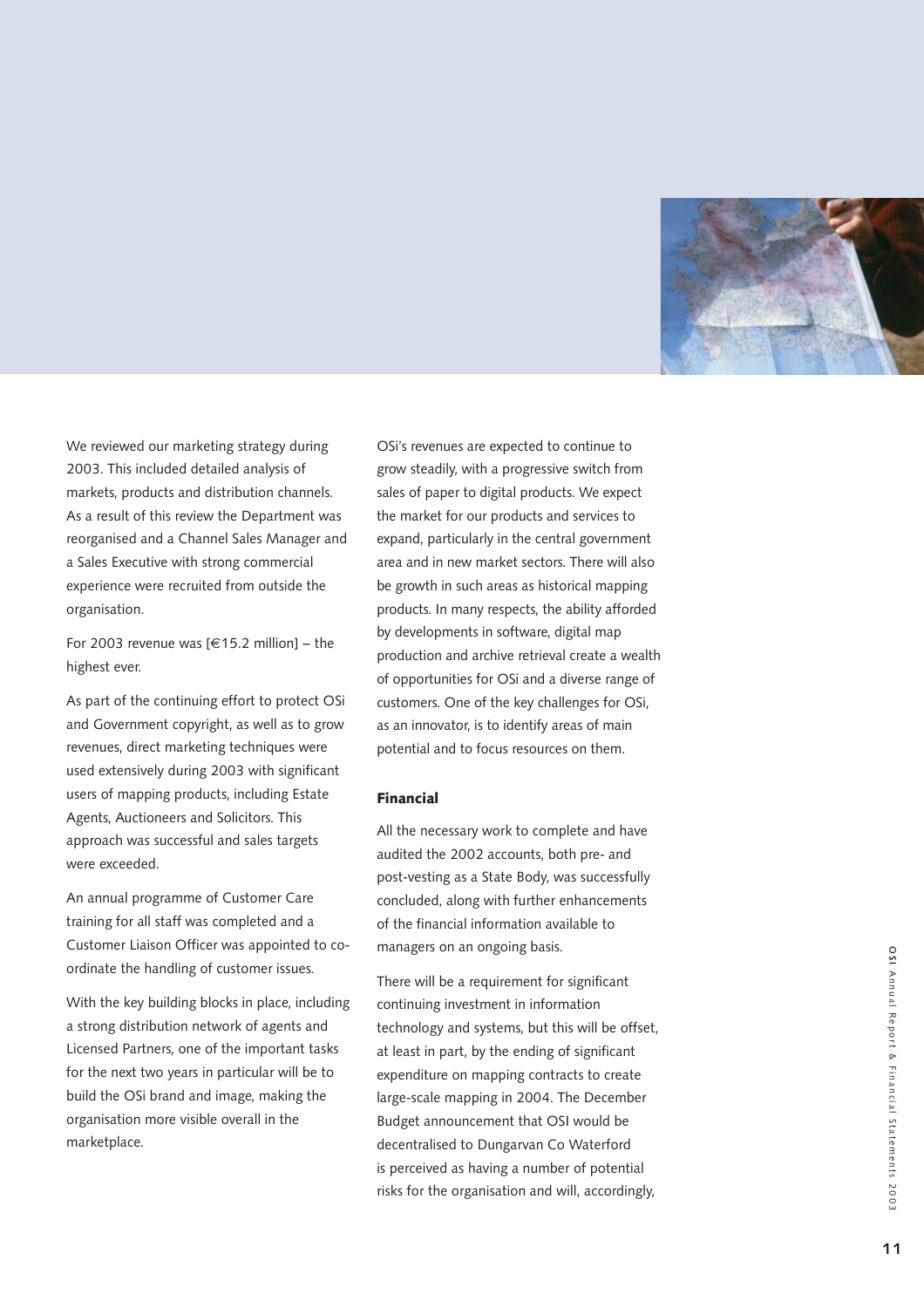We reviewed our marketing strategy during 2003. This included detailed analysis of markets, products and distribution channels. As a result of this review the Department was reorganised and a Channel Sales Manager and a Sales Executive with strong commercial experience were recruited from outside the organisation.

For 2003 revenue was [€15.2 million] – the highest ever.

As part of the continuing effort to protect OSi and Government copyright, as well as to grow revenues, direct marketing techniques were used extensively during 2003 with significant users of mapping products, including Estate Agents, Auctioneers and Solicitors. This approach was successful and sales targets were exceeded.

An annual programme of Customer Care training for all staff was completed and a Customer Liaison Officer was appointed to co-ordinate the handling of customer issues.

With the key building blocks in place, including a strong distribution network of agents and Licensed Partners, one of the important tasks for the next two years in particular will be to build the OSi brand and image, making the organisation more visible overall in the marketplace.

OSi's revenues are expected to continue to grow steadily, with a progressive switch from sales of paper to digital products. We expect the market for our products and services to expand, particularly in the central government area and in new market sectors. There will also be growth in such areas as historical mapping products. In many respects, the ability afforded by developments in software, digital map production and archive retrieval create a wealth of opportunities for OSi and a diverse range of customers. One of the key challenges for OSi, as an innovator, is to identify areas of main potential and to focus resources on them.

### Financial

All the necessary work to complete and have audited the 2002 accounts, both pre- and post-vesting as a State Body, was successfully concluded, along with further enhancements of the financial information available to managers on an ongoing basis.

There will be a requirement for significant continuing investment in information technology and systems, but this will be offset, at least in part, by the ending of significant expenditure on mapping contracts to create large-scale mapping in 2004. The December Budget announcement that OSI would be decentralised to Dungarvan Co Waterford is perceived as having a number of potential risks for the organisation and will, accordingly,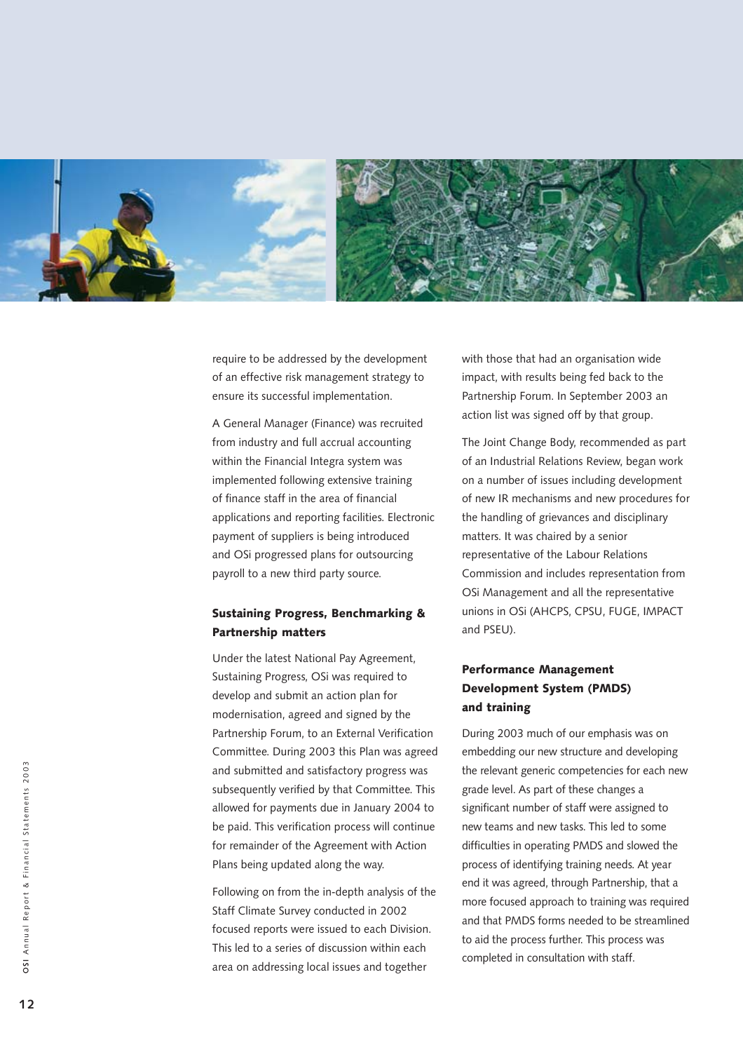require to be addressed by the development of an effective risk management strategy to ensure its successful implementation.

A General Manager (Finance) was recruited from industry and full accrual accounting within the Financial Integra system was implemented following extensive training of finance staff in the area of financial applications and reporting facilities. Electronic payment of suppliers is being introduced and OSi progressed plans for outsourcing payroll to a new third party source.

### Sustaining Progress, Benchmarking & Partnership matters

Under the latest National Pay Agreement, Sustaining Progress, OSi was required to develop and submit an action plan for modernisation, agreed and signed by the Partnership Forum, to an External Verification Committee. During 2003 this Plan was agreed and submitted and satisfactory progress was subsequently verified by that Committee. This allowed for payments due in January 2004 to be paid. This verification process will continue for remainder of the Agreement with Action Plans being updated along the way.

Following on from the in-depth analysis of the Staff Climate Survey conducted in 2002 focused reports were issued to each Division. This led to a series of discussion within each area on addressing local issues and together with those that had an organisation wide impact, with results being fed back to the Partnership Forum. In September 2003 an action list was signed off by that group.

The Joint Change Body, recommended as part of an Industrial Relations Review, began work on a number of issues including development of new IR mechanisms and new procedures for the handling of grievances and disciplinary matters. It was chaired by a senior representative of the Labour Relations Commission and includes representation from OSi Management and all the representative unions in OSi (AHCPS, CPSU, FUGE, IMPACT and PSEU).

### Performance Management Development System (PMDS) and training

During 2003 much of our emphasis was on embedding our new structure and developing the relevant generic competencies for each new grade level. As part of these changes a significant number of staff were assigned to new teams and new tasks. This led to some difficulties in operating PMDS and slowed the process of identifying training needs. At year end it was agreed, through Partnership, that a more focused approach to training was required and that PMDS forms needed to be streamlined to aid the process further. This process was completed in consultation with staff.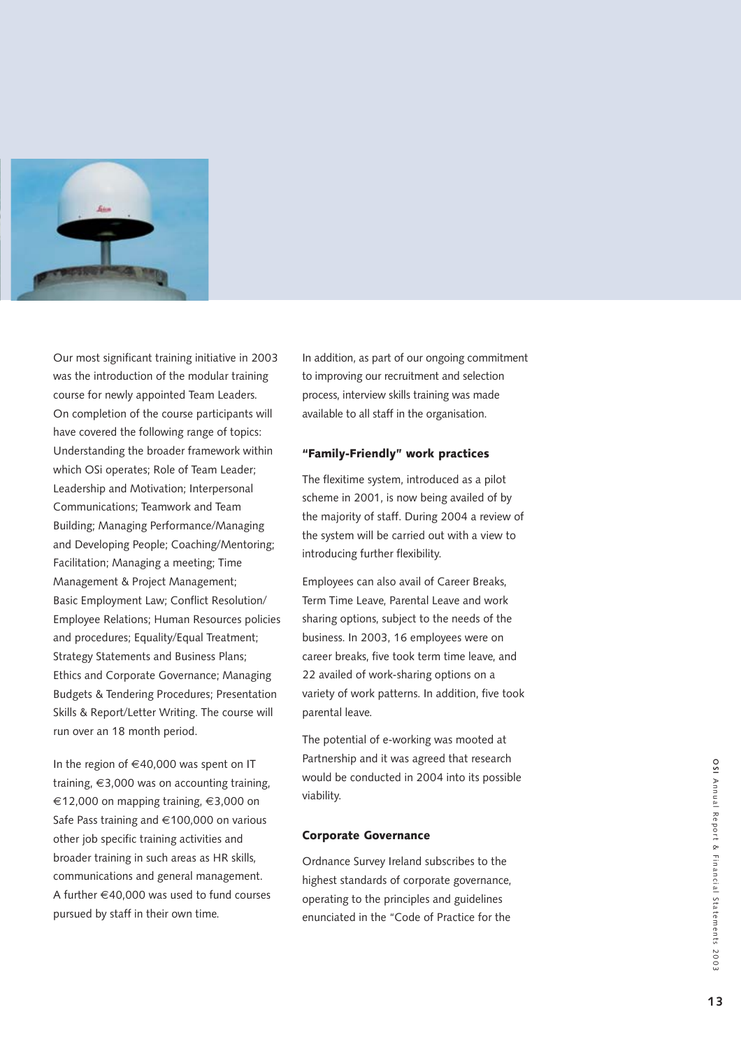Our most significant training initiative in 2003 was the introduction of the modular training course for newly appointed Team Leaders. On completion of the course participants will have covered the following range of topics: Understanding the broader framework within which OSi operates; Role of Team Leader; Leadership and Motivation; Interpersonal Communications; Teamwork and Team Building; Managing Performance/Managing and Developing People; Coaching/Mentoring; Facilitation; Managing a meeting; Time Management & Project Management; Basic Employment Law; Conflict Resolution/ Employee Relations; Human Resources policies and procedures; Equality/Equal Treatment; Strategy Statements and Business Plans; Ethics and Corporate Governance; Managing Budgets & Tendering Procedures; Presentation Skills & Report/Letter Writing. The course will run over an 18 month period.

In the region of €40,000 was spent on IT training, €3,000 was on accounting training, €12,000 on mapping training, €3,000 on Safe Pass training and €100,000 on various other job specific training activities and broader training in such areas as HR skills, communications and general management. A further €40,000 was used to fund courses pursued by staff in their own time.

In addition, as part of our ongoing commitment to improving our recruitment and selection process, interview skills training was made available to all staff in the organisation.

### "Family-Friendly" work practices

The flexitime system, introduced as a pilot scheme in 2001, is now being availed of by the majority of staff. During 2004 a review of the system will be carried out with a view to introducing further flexibility.

Employees can also avail of Career Breaks, Term Time Leave, Parental Leave and work sharing options, subject to the needs of the business. In 2003, 16 employees were on career breaks, five took term time leave, and 22 availed of work-sharing options on a variety of work patterns. In addition, five took parental leave.

The potential of e-working was mooted at Partnership and it was agreed that research would be conducted in 2004 into its possible viability.

### Corporate Governance

Ordnance Survey Ireland subscribes to the highest standards of corporate governance, operating to the principles and guidelines enunciated in the "Code of Practice for the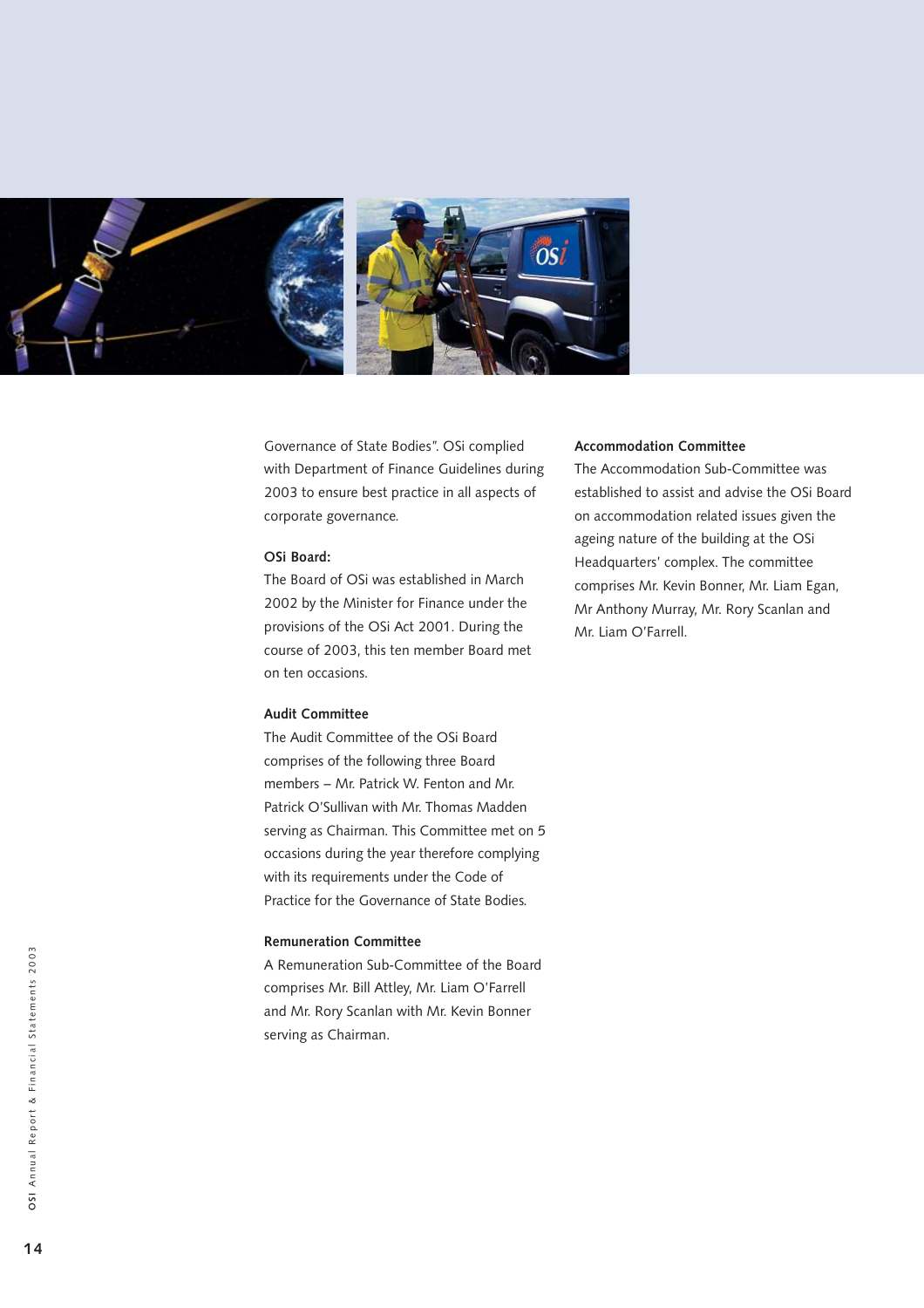Governance of State Bodies". OSi complied with Department of Finance Guidelines during 2003 to ensure best practice in all aspects of corporate governance.

**OSi Board:**

The Board of OSi was established in March 2002 by the Minister for Finance under the provisions of the OSi Act 2001. During the course of 2003, this ten member Board met on ten occasions.

**Audit Committee**

The Audit Committee of the OSi Board comprises of the following three Board members – Mr. Patrick W. Fenton and Mr. Patrick O'Sullivan with Mr. Thomas Madden serving as Chairman. This Committee met on 5 occasions during the year therefore complying with its requirements under the Code of Practice for the Governance of State Bodies.

**Remuneration Committee**

A Remuneration Sub-Committee of the Board comprises Mr. Bill Attley, Mr. Liam O'Farrell and Mr. Rory Scanlan with Mr. Kevin Bonner serving as Chairman.

**Accommodation Committee**

The Accommodation Sub-Committee was established to assist and advise the OSi Board on accommodation related issues given the ageing nature of the building at the OSi Headquarters' complex. The committee comprises Mr. Kevin Bonner, Mr. Liam Egan, Mr Anthony Murray, Mr. Rory Scanlan and Mr. Liam O'Farrell.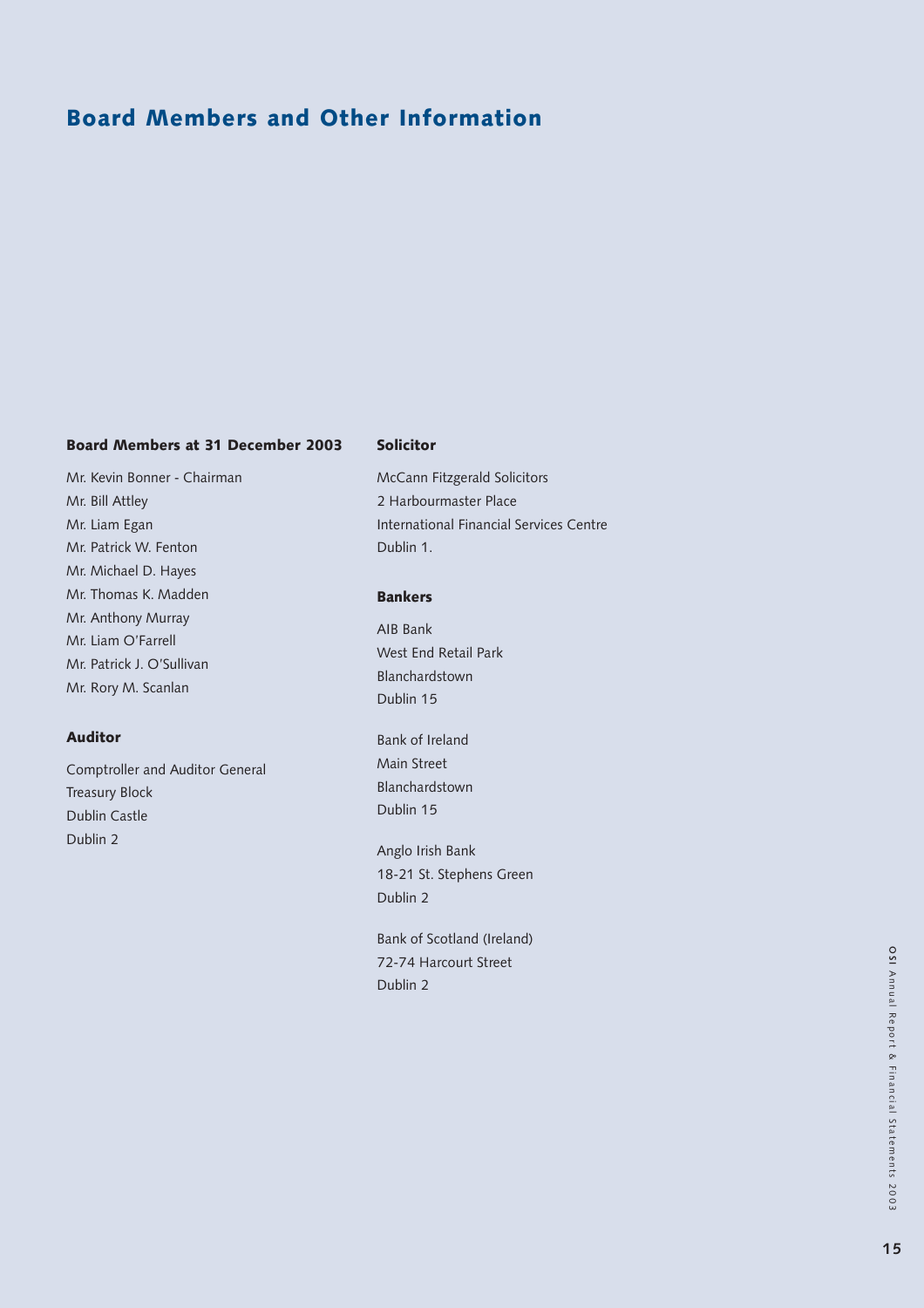# Board Members and Other Information

### Board Members at 31 December 2003

Mr. Kevin Bonner - Chairman
Mr. Bill Attley
Mr. Liam Egan
Mr. Patrick W. Fenton
Mr. Michael D. Hayes
Mr. Thomas K. Madden
Mr. Anthony Murray
Mr. Liam O'Farrell
Mr. Patrick J. O'Sullivan
Mr. Rory M. Scanlan

### Auditor

Comptroller and Auditor General
Treasury Block
Dublin Castle
Dublin 2

### Solicitor

McCann Fitzgerald Solicitors
2 Harbourmaster Place
International Financial Services Centre
Dublin 1.

### Bankers

AIB Bank
West End Retail Park
Blanchardstown
Dublin 15

Bank of Ireland
Main Street
Blanchardstown
Dublin 15

Anglo Irish Bank
18-21 St. Stephens Green
Dublin 2

Bank of Scotland (Ireland)
72-74 Harcourt Street
Dublin 2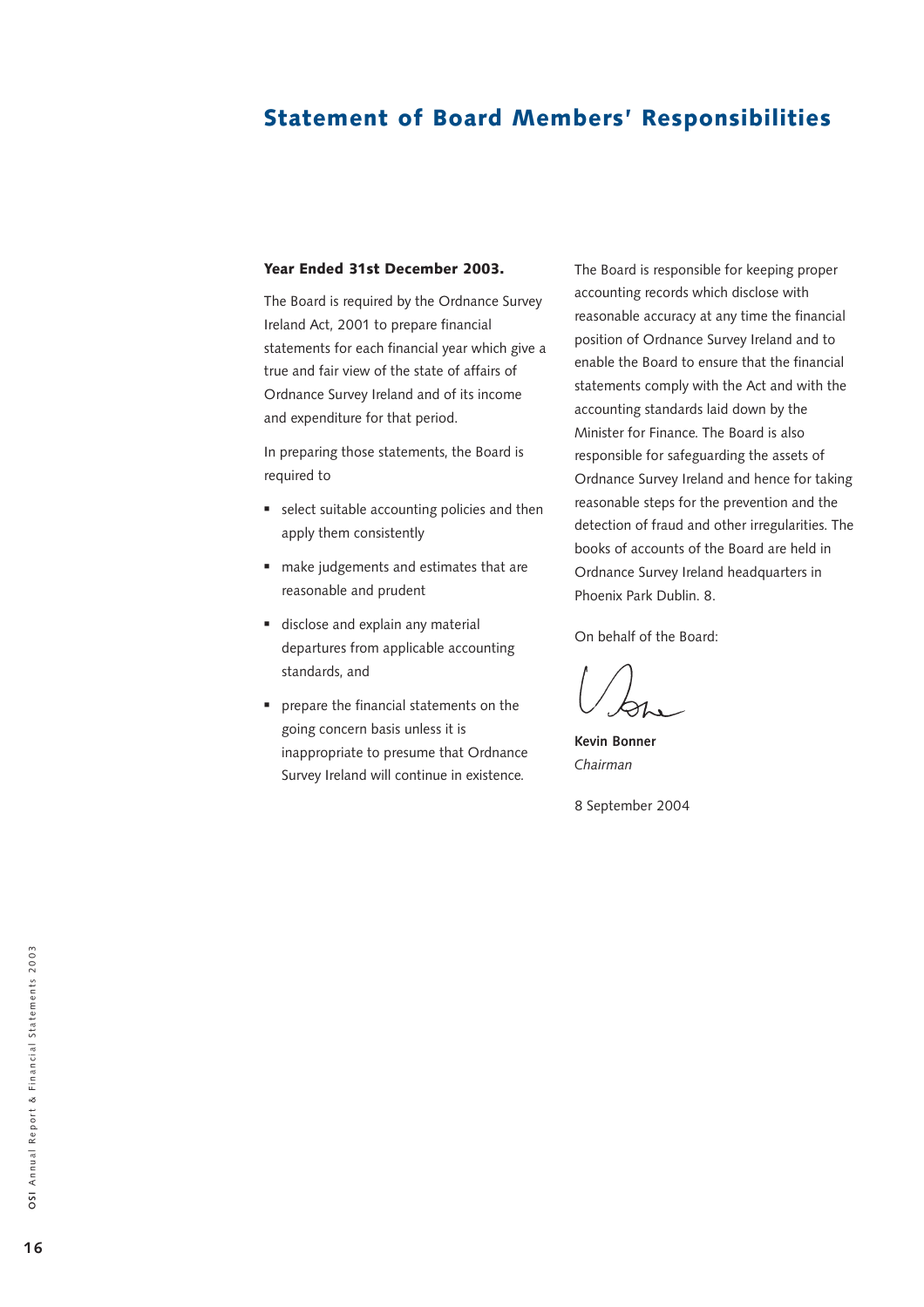# Statement of Board Members' Responsibilities

**Year Ended 31st December 2003.**

The Board is required by the Ordnance Survey Ireland Act, 2001 to prepare financial statements for each financial year which give a true and fair view of the state of affairs of Ordnance Survey Ireland and of its income and expenditure for that period.

In preparing those statements, the Board is required to

- select suitable accounting policies and then apply them consistently
- make judgements and estimates that are reasonable and prudent
- disclose and explain any material departures from applicable accounting standards, and
- prepare the financial statements on the going concern basis unless it is inappropriate to presume that Ordnance Survey Ireland will continue in existence.

The Board is responsible for keeping proper accounting records which disclose with reasonable accuracy at any time the financial position of Ordnance Survey Ireland and to enable the Board to ensure that the financial statements comply with the Act and with the accounting standards laid down by the Minister for Finance. The Board is also responsible for safeguarding the assets of Ordnance Survey Ireland and hence for taking reasonable steps for the prevention and the detection of fraud and other irregularities. The books of accounts of the Board are held in Ordnance Survey Ireland headquarters in Phoenix Park Dublin. 8.

On behalf of the Board:

**Kevin Bonner**
*Chairman*

8 September 2004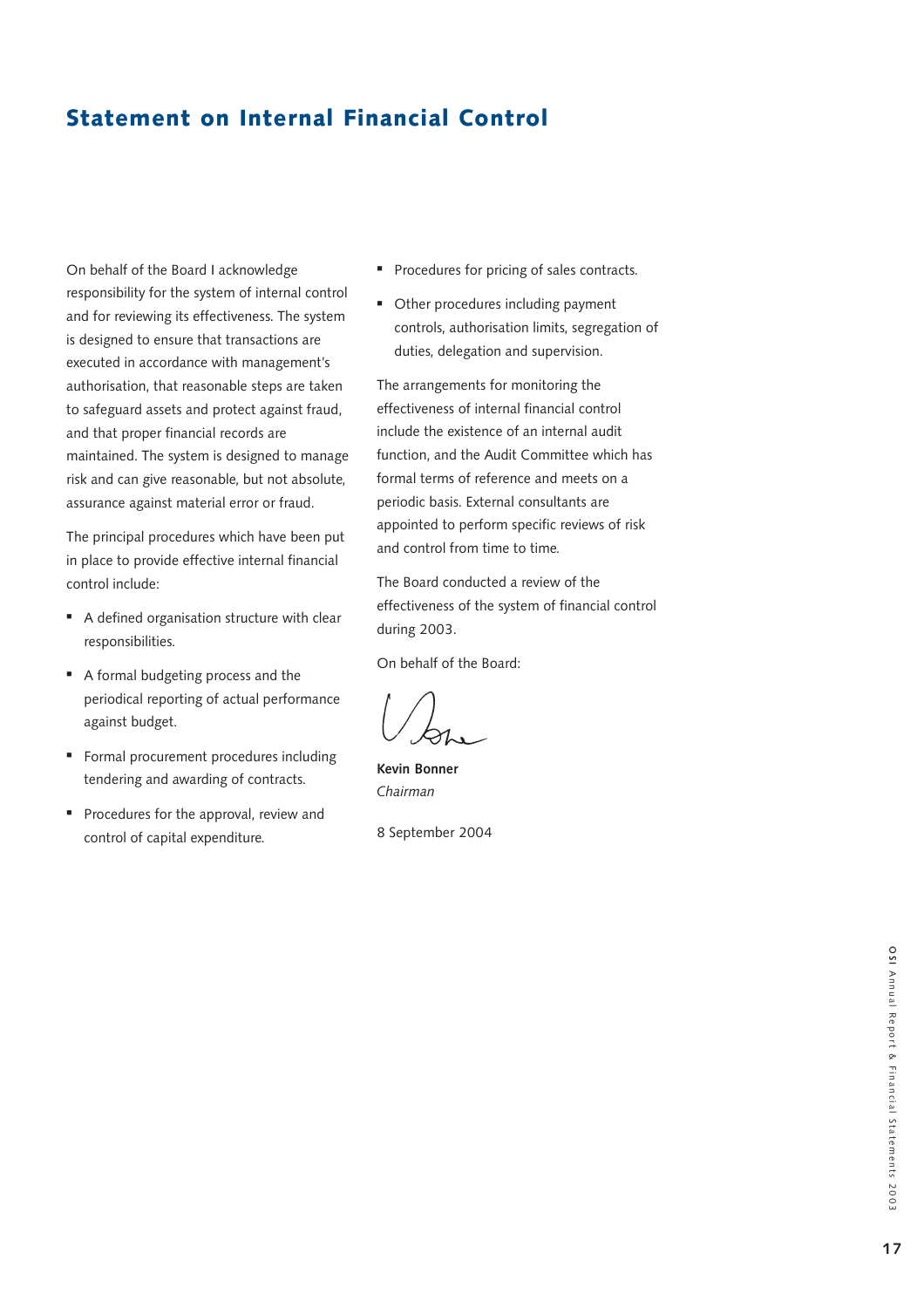# Statement on Internal Financial Control

On behalf of the Board I acknowledge responsibility for the system of internal control and for reviewing its effectiveness. The system is designed to ensure that transactions are executed in accordance with management's authorisation, that reasonable steps are taken to safeguard assets and protect against fraud, and that proper financial records are maintained. The system is designed to manage risk and can give reasonable, but not absolute, assurance against material error or fraud.

The principal procedures which have been put in place to provide effective internal financial control include:

- A defined organisation structure with clear responsibilities.
- A formal budgeting process and the periodical reporting of actual performance against budget.
- Formal procurement procedures including tendering and awarding of contracts.
- Procedures for the approval, review and control of capital expenditure.
- Procedures for pricing of sales contracts.
- Other procedures including payment controls, authorisation limits, segregation of duties, delegation and supervision.

The arrangements for monitoring the effectiveness of internal financial control include the existence of an internal audit function, and the Audit Committee which has formal terms of reference and meets on a periodic basis. External consultants are appointed to perform specific reviews of risk and control from time to time.

The Board conducted a review of the effectiveness of the system of financial control during 2003.

On behalf of the Board:

**Kevin Bonner**
*Chairman*

8 September 2004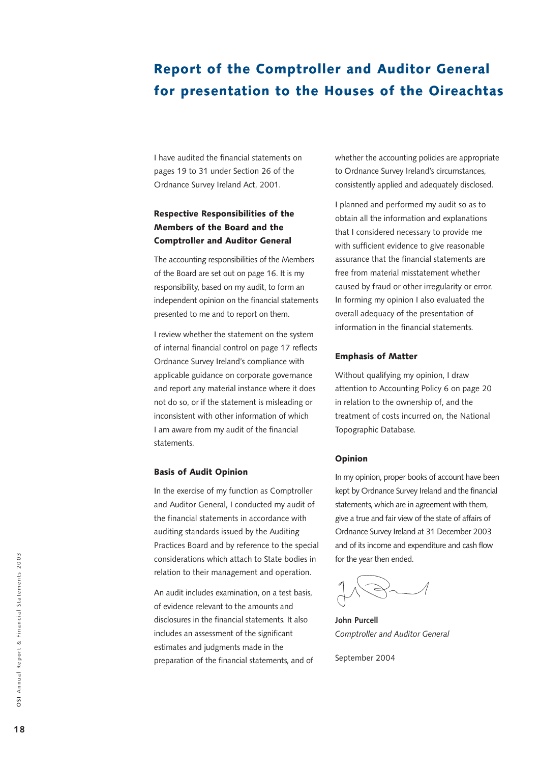# Report of the Comptroller and Auditor General for presentation to the Houses of the Oireachtas

I have audited the financial statements on pages 19 to 31 under Section 26 of the Ordnance Survey Ireland Act, 2001.

### Respective Responsibilities of the Members of the Board and the Comptroller and Auditor General

The accounting responsibilities of the Members of the Board are set out on page 16. It is my responsibility, based on my audit, to form an independent opinion on the financial statements presented to me and to report on them.

I review whether the statement on the system of internal financial control on page 17 reflects Ordnance Survey Ireland's compliance with applicable guidance on corporate governance and report any material instance where it does not do so, or if the statement is misleading or inconsistent with other information of which I am aware from my audit of the financial statements.

### Basis of Audit Opinion

In the exercise of my function as Comptroller and Auditor General, I conducted my audit of the financial statements in accordance with auditing standards issued by the Auditing Practices Board and by reference to the special considerations which attach to State bodies in relation to their management and operation.

An audit includes examination, on a test basis, of evidence relevant to the amounts and disclosures in the financial statements. It also includes an assessment of the significant estimates and judgments made in the preparation of the financial statements, and of whether the accounting policies are appropriate to Ordnance Survey Ireland's circumstances, consistently applied and adequately disclosed.

I planned and performed my audit so as to obtain all the information and explanations that I considered necessary to provide me with sufficient evidence to give reasonable assurance that the financial statements are free from material misstatement whether caused by fraud or other irregularity or error. In forming my opinion I also evaluated the overall adequacy of the presentation of information in the financial statements.

### Emphasis of Matter

Without qualifying my opinion, I draw attention to Accounting Policy 6 on page 20 in relation to the ownership of, and the treatment of costs incurred on, the National Topographic Database.

### Opinion

In my opinion, proper books of account have been kept by Ordnance Survey Ireland and the financial statements, which are in agreement with them, give a true and fair view of the state of affairs of Ordnance Survey Ireland at 31 December 2003 and of its income and expenditure and cash flow for the year then ended.

**John Purcell**
*Comptroller and Auditor General*

September 2004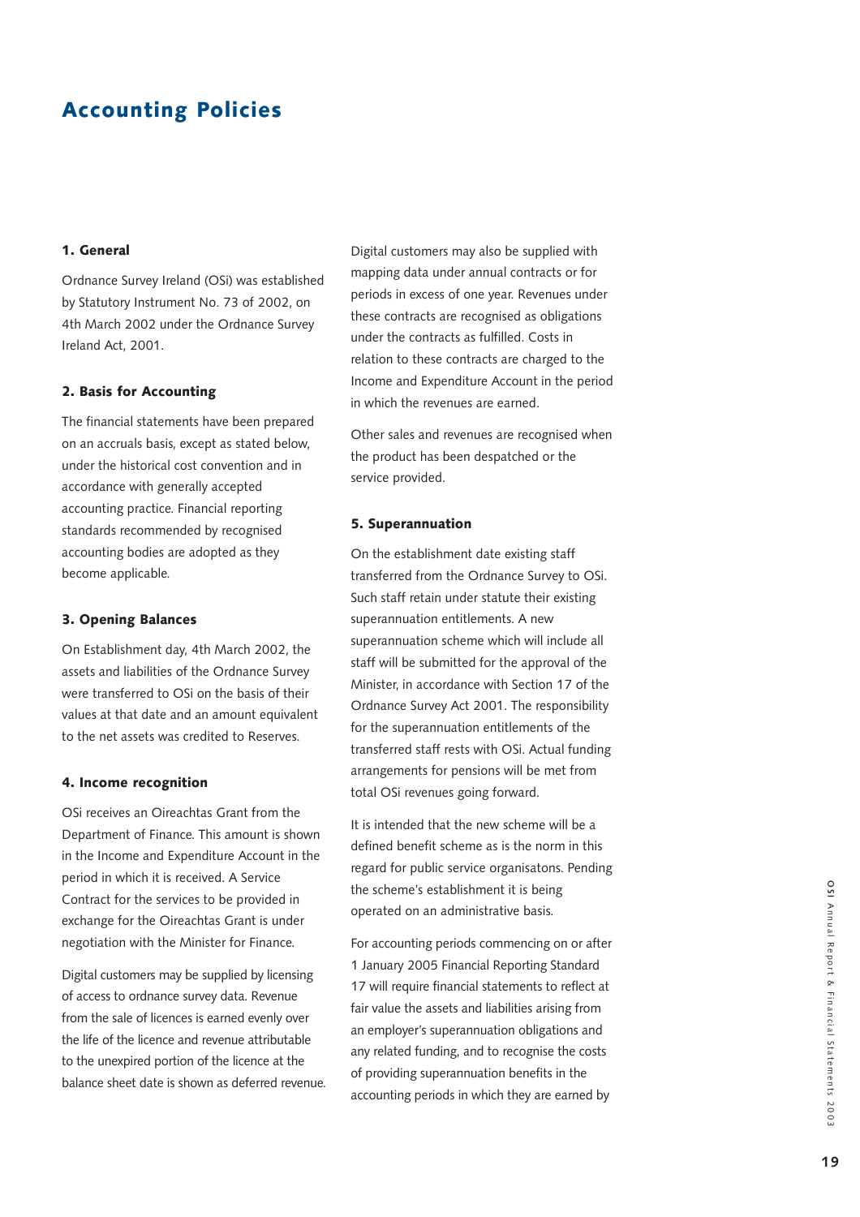# Accounting Policies

### 1. General

Ordnance Survey Ireland (OSi) was established by Statutory Instrument No. 73 of 2002, on 4th March 2002 under the Ordnance Survey Ireland Act, 2001.

### 2. Basis for Accounting

The financial statements have been prepared on an accruals basis, except as stated below, under the historical cost convention and in accordance with generally accepted accounting practice. Financial reporting standards recommended by recognised accounting bodies are adopted as they become applicable.

### 3. Opening Balances

On Establishment day, 4th March 2002, the assets and liabilities of the Ordnance Survey were transferred to OSi on the basis of their values at that date and an amount equivalent to the net assets was credited to Reserves.

### 4. Income recognition

OSi receives an Oireachtas Grant from the Department of Finance. This amount is shown in the Income and Expenditure Account in the period in which it is received. A Service Contract for the services to be provided in exchange for the Oireachtas Grant is under negotiation with the Minister for Finance.

Digital customers may be supplied by licensing of access to ordnance survey data. Revenue from the sale of licences is earned evenly over the life of the licence and revenue attributable to the unexpired portion of the licence at the balance sheet date is shown as deferred revenue.

Digital customers may also be supplied with mapping data under annual contracts or for periods in excess of one year. Revenues under these contracts are recognised as obligations under the contracts as fulfilled. Costs in relation to these contracts are charged to the Income and Expenditure Account in the period in which the revenues are earned.

Other sales and revenues are recognised when the product has been despatched or the service provided.

### 5. Superannuation

On the establishment date existing staff transferred from the Ordnance Survey to OSi. Such staff retain under statute their existing superannuation entitlements. A new superannuation scheme which will include all staff will be submitted for the approval of the Minister, in accordance with Section 17 of the Ordnance Survey Act 2001. The responsibility for the superannuation entitlements of the transferred staff rests with OSi. Actual funding arrangements for pensions will be met from total OSi revenues going forward.

It is intended that the new scheme will be a defined benefit scheme as is the norm in this regard for public service organisatons. Pending the scheme's establishment it is being operated on an administrative basis.

For accounting periods commencing on or after 1 January 2005 Financial Reporting Standard 17 will require financial statements to reflect at fair value the assets and liabilities arising from an employer's superannuation obligations and any related funding, and to recognise the costs of providing superannuation benefits in the accounting periods in which they are earned by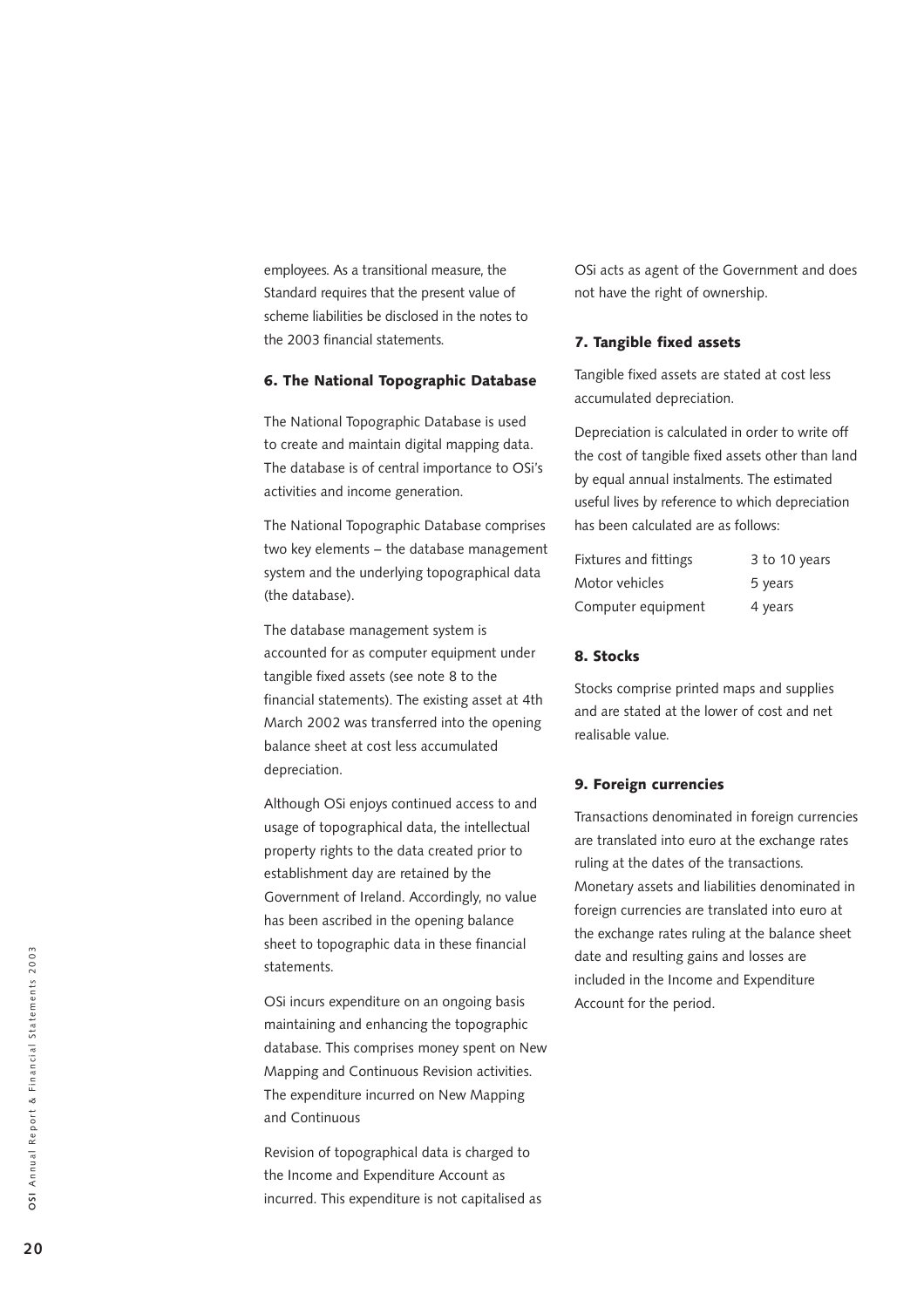employees. As a transitional measure, the Standard requires that the present value of scheme liabilities be disclosed in the notes to the 2003 financial statements.

### 6. The National Topographic Database

The National Topographic Database is used to create and maintain digital mapping data. The database is of central importance to OSi's activities and income generation.

The National Topographic Database comprises two key elements – the database management system and the underlying topographical data (the database).

The database management system is accounted for as computer equipment under tangible fixed assets (see note 8 to the financial statements). The existing asset at 4th March 2002 was transferred into the opening balance sheet at cost less accumulated depreciation.

Although OSi enjoys continued access to and usage of topographical data, the intellectual property rights to the data created prior to establishment day are retained by the Government of Ireland. Accordingly, no value has been ascribed in the opening balance sheet to topographic data in these financial statements.

OSi incurs expenditure on an ongoing basis maintaining and enhancing the topographic database. This comprises money spent on New Mapping and Continuous Revision activities. The expenditure incurred on New Mapping and Continuous

Revision of topographical data is charged to the Income and Expenditure Account as incurred. This expenditure is not capitalised as OSi acts as agent of the Government and does not have the right of ownership.

### 7. Tangible fixed assets

Tangible fixed assets are stated at cost less accumulated depreciation.

Depreciation is calculated in order to write off the cost of tangible fixed assets other than land by equal annual instalments. The estimated useful lives by reference to which depreciation has been calculated are as follows:

| | |
|---|---|
| Fixtures and fittings | 3 to 10 years |
| Motor vehicles | 5 years |
| Computer equipment | 4 years |

### 8. Stocks

Stocks comprise printed maps and supplies and are stated at the lower of cost and net realisable value.

### 9. Foreign currencies

Transactions denominated in foreign currencies are translated into euro at the exchange rates ruling at the dates of the transactions. Monetary assets and liabilities denominated in foreign currencies are translated into euro at the exchange rates ruling at the balance sheet date and resulting gains and losses are included in the Income and Expenditure Account for the period.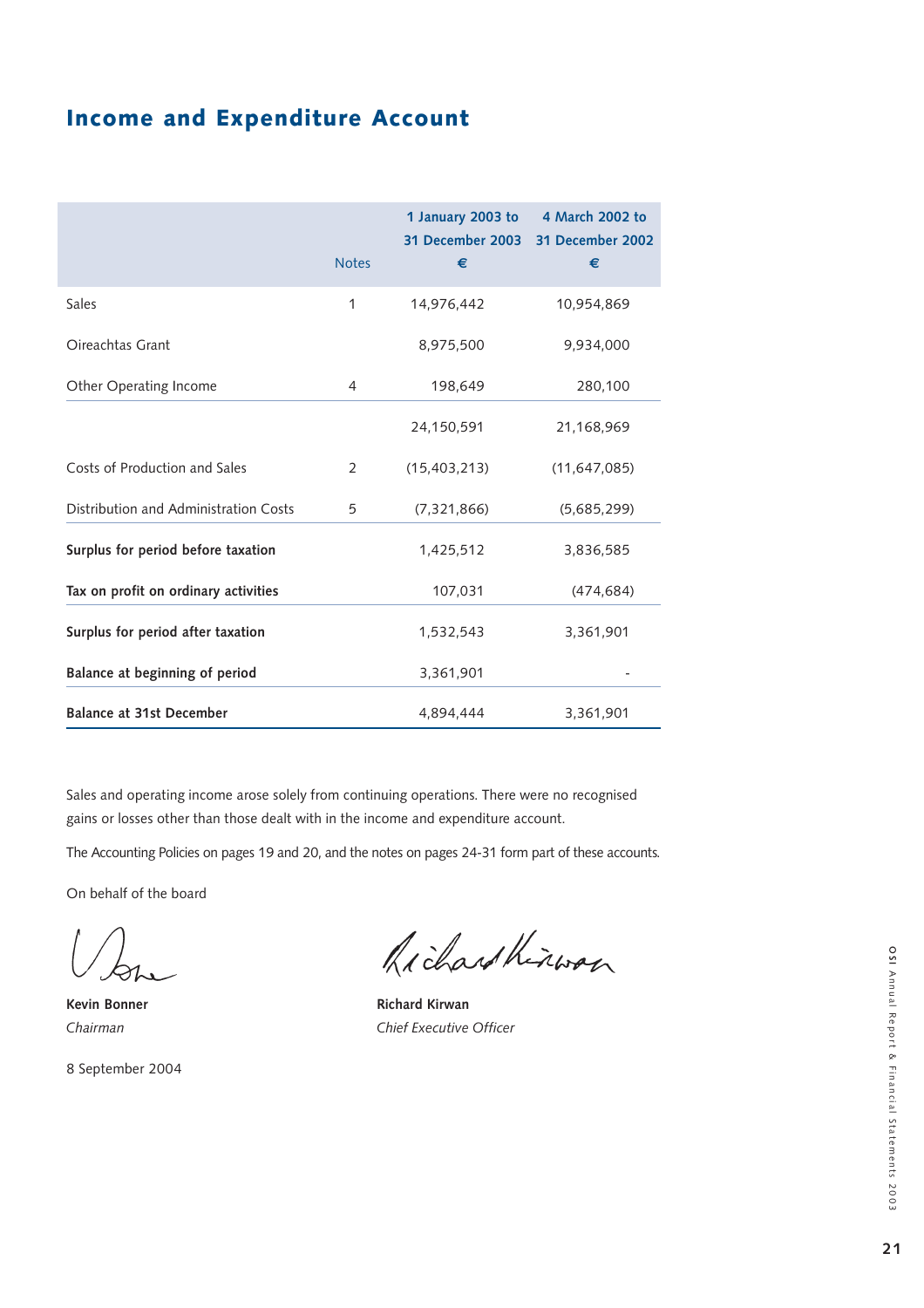## Income and Expenditure Account

| | Notes | 1 January 2003 to 31 December 2003 € | 4 March 2002 to 31 December 2002 € |
|---|---|---|---|
| Sales | 1 | 14,976,442 | 10,954,869 |
| Oireachtas Grant | | 8,975,500 | 9,934,000 |
| Other Operating Income | 4 | 198,649 | 280,100 |
| | | 24,150,591 | 21,168,969 |
| Costs of Production and Sales | 2 | (15,403,213) | (11,647,085) |
| Distribution and Administration Costs | 5 | (7,321,866) | (5,685,299) |
| **Surplus for period before taxation** | | 1,425,512 | 3,836,585 |
| **Tax on profit on ordinary activities** | | 107,031 | (474,684) |
| **Surplus for period after taxation** | | 1,532,543 | 3,361,901 |
| **Balance at beginning of period** | | 3,361,901 | - |
| **Balance at 31st December** | | 4,894,444 | 3,361,901 |

Sales and operating income arose solely from continuing operations. There were no recognised gains or losses other than those dealt with in the income and expenditure account.

The Accounting Policies on pages 19 and 20, and the notes on pages 24-31 form part of these accounts.

On behalf of the board

**Kevin Bonner**
*Chairman*

**Richard Kirwan**
*Chief Executive Officer*

8 September 2004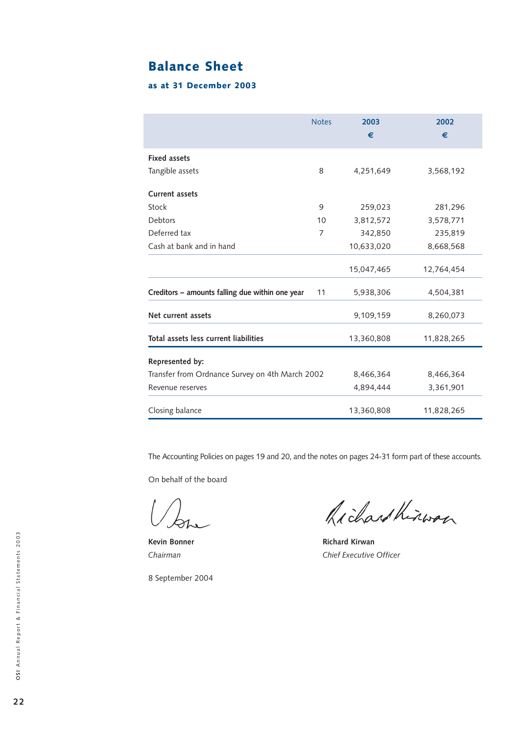# Balance Sheet

### as at 31 December 2003

| | Notes | 2003<br>€ | 2002<br>€ |
|---|---|---|---|
| **Fixed assets** | | | |
| Tangible assets | 8 | 4,251,649 | 3,568,192 |
| **Current assets** | | | |
| Stock | 9 | 259,023 | 281,296 |
| Debtors | 10 | 3,812,572 | 3,578,771 |
| Deferred tax | 7 | 342,850 | 235,819 |
| Cash at bank and in hand | | 10,633,020 | 8,668,568 |
| | | 15,047,465 | 12,764,454 |
| **Creditors – amounts falling due within one year** | 11 | 5,938,306 | 4,504,381 |
| **Net current assets** | | 9,109,159 | 8,260,073 |
| **Total assets less current liabilities** | | 13,360,808 | 11,828,265 |
| **Represented by:** | | | |
| Transfer from Ordnance Survey on 4th March 2002 | | 8,466,364 | 8,466,364 |
| Revenue reserves | | 4,894,444 | 3,361,901 |
| Closing balance | | 13,360,808 | 11,828,265 |

The Accounting Policies on pages 19 and 20, and the notes on pages 24-31 form part of these accounts.

On behalf of the board

**Kevin Bonner**
*Chairman*

**Richard Kirwan**
*Chief Executive Officer*

8 September 2004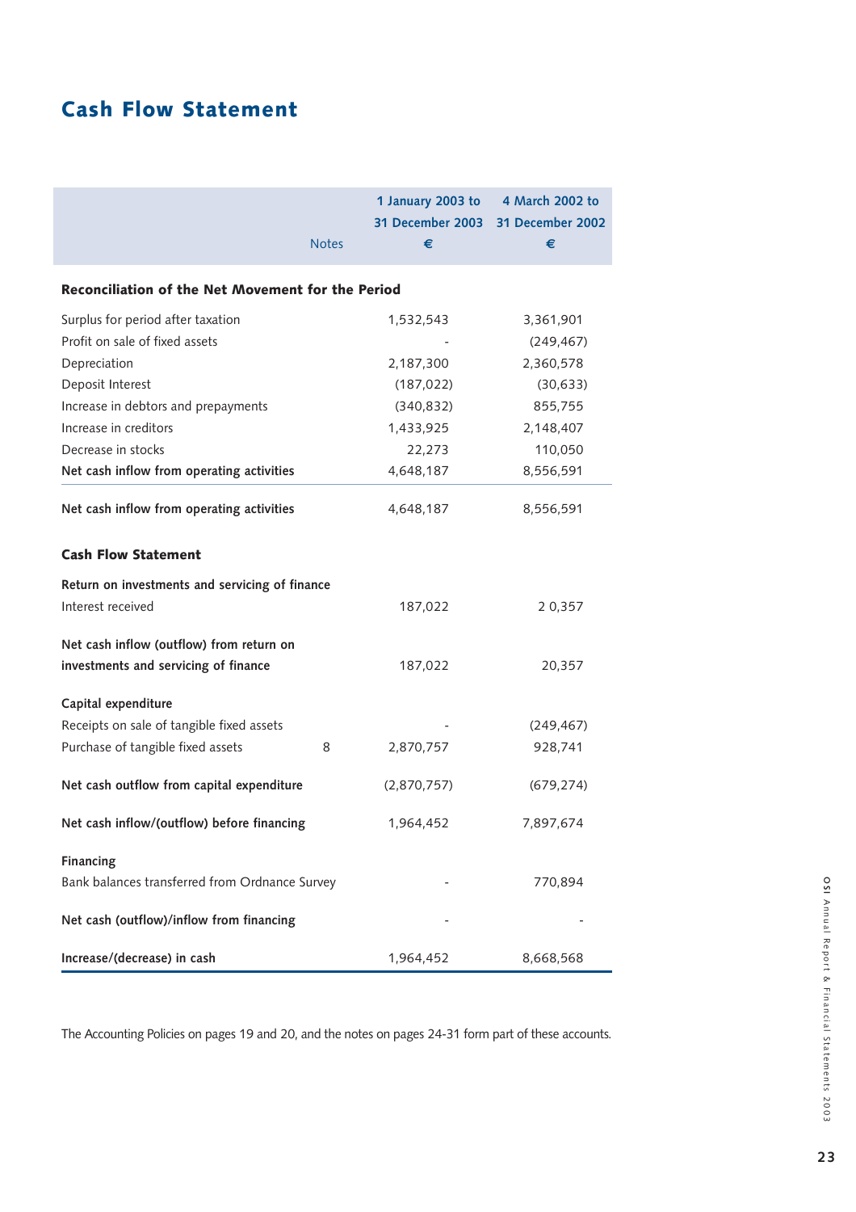# Cash Flow Statement

| | Notes | 1 January 2003 to 31 December 2003 € | 4 March 2002 to 31 December 2002 € |
|---|---|---|---|
| **Reconciliation of the Net Movement for the Period** | | | |
| Surplus for period after taxation | | 1,532,543 | 3,361,901 |
| Profit on sale of fixed assets | | - | (249,467) |
| Depreciation | | 2,187,300 | 2,360,578 |
| Deposit Interest | | (187,022) | (30,633) |
| Increase in debtors and prepayments | | (340,832) | 855,755 |
| Increase in creditors | | 1,433,925 | 2,148,407 |
| Decrease in stocks | | 22,273 | 110,050 |
| **Net cash inflow from operating activities** | | 4,648,187 | 8,556,591 |
| **Net cash inflow from operating activities** | | 4,648,187 | 8,556,591 |
| **Cash Flow Statement** | | | |
| **Return on investments and servicing of finance** | | | |
| Interest received | | 187,022 | 2 0,357 |
| **Net cash inflow (outflow) from return on investments and servicing of finance** | | 187,022 | 20,357 |
| **Capital expenditure** | | | |
| Receipts on sale of tangible fixed assets | | - | (249,467) |
| Purchase of tangible fixed assets | 8 | 2,870,757 | 928,741 |
| **Net cash outflow from capital expenditure** | | (2,870,757) | (679,274) |
| **Net cash inflow/(outflow) before financing** | | 1,964,452 | 7,897,674 |
| **Financing** | | | |
| Bank balances transferred from Ordnance Survey | | - | 770,894 |
| **Net cash (outflow)/inflow from financing** | | - | - |
| **Increase/(decrease) in cash** | | 1,964,452 | 8,668,568 |

The Accounting Policies on pages 19 and 20, and the notes on pages 24-31 form part of these accounts.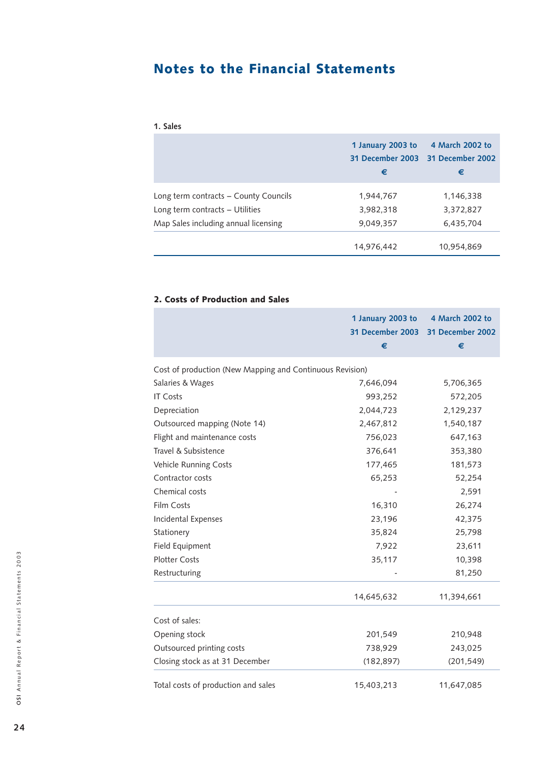# Notes to the Financial Statements

### 1. Sales

| | 1 January 2003 to 31 December 2003 € | 4 March 2002 to 31 December 2002 € |
|---|---|---|
| Long term contracts – County Councils | 1,944,767 | 1,146,338 |
| Long term contracts – Utilities | 3,982,318 | 3,372,827 |
| Map Sales including annual licensing | 9,049,357 | 6,435,704 |
| | 14,976,442 | 10,954,869 |

### 2. Costs of Production and Sales

| | 1 January 2003 to 31 December 2003 € | 4 March 2002 to 31 December 2002 € |
|---|---|---|
| Cost of production (New Mapping and Continuous Revision) | | |
| Salaries & Wages | 7,646,094 | 5,706,365 |
| IT Costs | 993,252 | 572,205 |
| Depreciation | 2,044,723 | 2,129,237 |
| Outsourced mapping (Note 14) | 2,467,812 | 1,540,187 |
| Flight and maintenance costs | 756,023 | 647,163 |
| Travel & Subsistence | 376,641 | 353,380 |
| Vehicle Running Costs | 177,465 | 181,573 |
| Contractor costs | 65,253 | 52,254 |
| Chemical costs | - | 2,591 |
| Film Costs | 16,310 | 26,274 |
| Incidental Expenses | 23,196 | 42,375 |
| Stationery | 35,824 | 25,798 |
| Field Equipment | 7,922 | 23,611 |
| Plotter Costs | 35,117 | 10,398 |
| Restructuring | - | 81,250 |
| | 14,645,632 | 11,394,661 |
| Cost of sales: | | |
| Opening stock | 201,549 | 210,948 |
| Outsourced printing costs | 738,929 | 243,025 |
| Closing stock as at 31 December | (182,897) | (201,549) |
| Total costs of production and sales | 15,403,213 | 11,647,085 |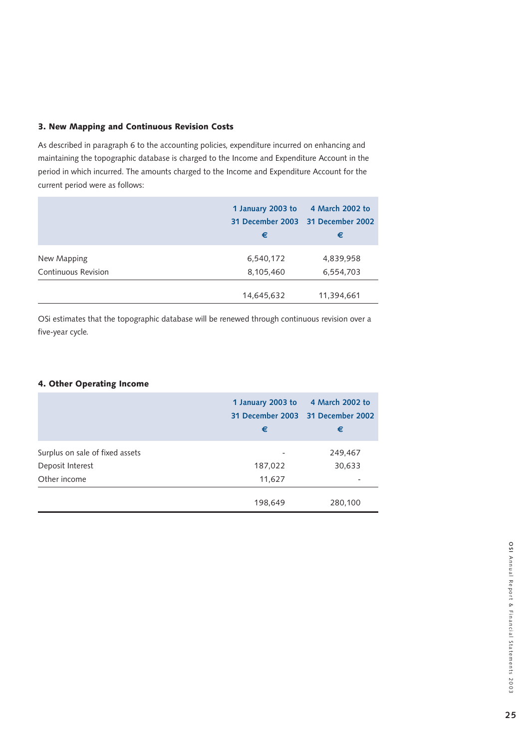### 3. New Mapping and Continuous Revision Costs

As described in paragraph 6 to the accounting policies, expenditure incurred on enhancing and maintaining the topographic database is charged to the Income and Expenditure Account in the period in which incurred. The amounts charged to the Income and Expenditure Account for the current period were as follows:

| | 1 January 2003 to 31 December 2003 € | 4 March 2002 to 31 December 2002 € |
|---|---|---|
| New Mapping | 6,540,172 | 4,839,958 |
| Continuous Revision | 8,105,460 | 6,554,703 |
| | 14,645,632 | 11,394,661 |

OSi estimates that the topographic database will be renewed through continuous revision over a five-year cycle.

### 4. Other Operating Income

| | 1 January 2003 to 31 December 2003 € | 4 March 2002 to 31 December 2002 € |
|---|---|---|
| Surplus on sale of fixed assets | - | 249,467 |
| Deposit Interest | 187,022 | 30,633 |
| Other income | 11,627 | - |
| | 198,649 | 280,100 |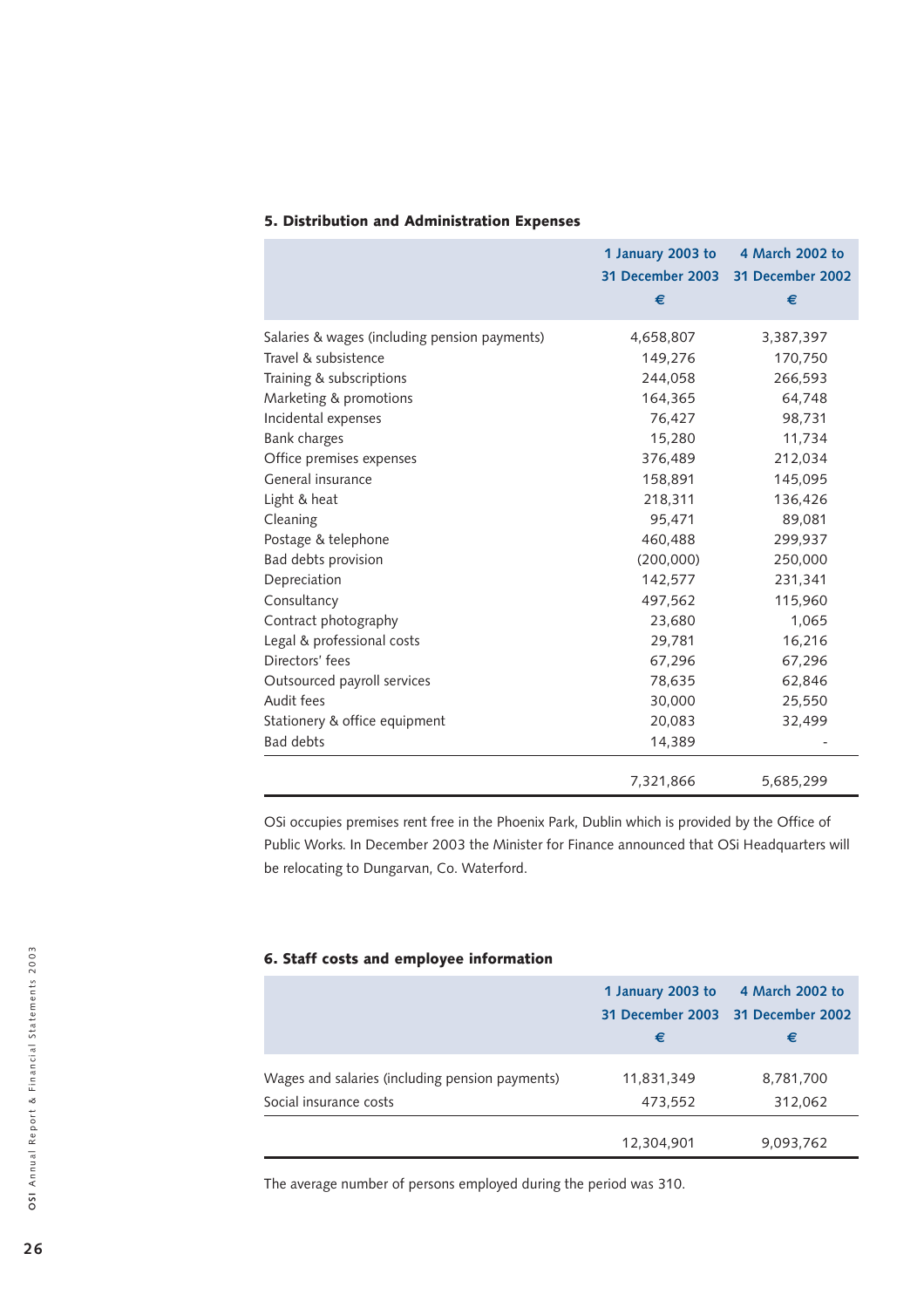### 5. Distribution and Administration Expenses

| | 1 January 2003 to 31 December 2003 € | 4 March 2002 to 31 December 2002 € |
|---|---|---|
| Salaries & wages (including pension payments) | 4,658,807 | 3,387,397 |
| Travel & subsistence | 149,276 | 170,750 |
| Training & subscriptions | 244,058 | 266,593 |
| Marketing & promotions | 164,365 | 64,748 |
| Incidental expenses | 76,427 | 98,731 |
| Bank charges | 15,280 | 11,734 |
| Office premises expenses | 376,489 | 212,034 |
| General insurance | 158,891 | 145,095 |
| Light & heat | 218,311 | 136,426 |
| Cleaning | 95,471 | 89,081 |
| Postage & telephone | 460,488 | 299,937 |
| Bad debts provision | (200,000) | 250,000 |
| Depreciation | 142,577 | 231,341 |
| Consultancy | 497,562 | 115,960 |
| Contract photography | 23,680 | 1,065 |
| Legal & professional costs | 29,781 | 16,216 |
| Directors' fees | 67,296 | 67,296 |
| Outsourced payroll services | 78,635 | 62,846 |
| Audit fees | 30,000 | 25,550 |
| Stationery & office equipment | 20,083 | 32,499 |
| Bad debts | 14,389 | - |
| | 7,321,866 | 5,685,299 |

OSi occupies premises rent free in the Phoenix Park, Dublin which is provided by the Office of Public Works. In December 2003 the Minister for Finance announced that OSi Headquarters will be relocating to Dungarvan, Co. Waterford.

### 6. Staff costs and employee information

| | 1 January 2003 to 31 December 2003 € | 4 March 2002 to 31 December 2002 € |
|---|---|---|
| Wages and salaries (including pension payments) | 11,831,349 | 8,781,700 |
| Social insurance costs | 473,552 | 312,062 |
| | 12,304,901 | 9,093,762 |

The average number of persons employed during the period was 310.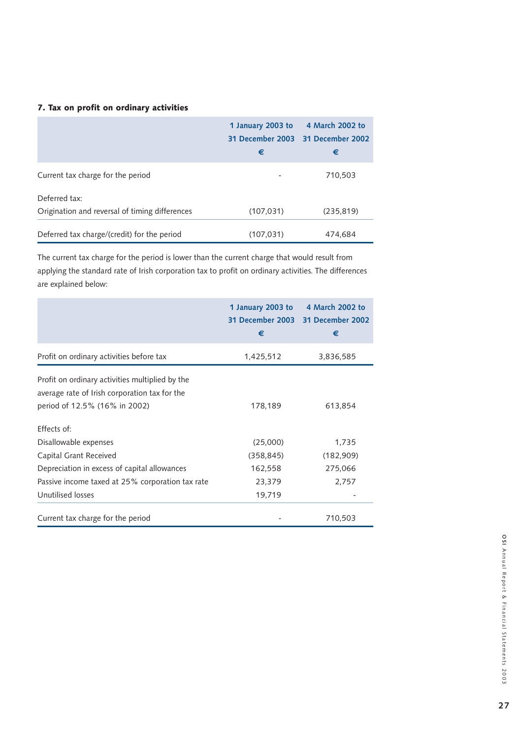### 7. Tax on profit on ordinary activities

| | 1 January 2003 to 31 December 2003 € | 4 March 2002 to 31 December 2002 € |
|---|---|---|
| Current tax charge for the period | - | 710,503 |
| Deferred tax: | | |
| Origination and reversal of timing differences | (107,031) | (235,819) |
| Deferred tax charge/(credit) for the period | (107,031) | 474,684 |

The current tax charge for the period is lower than the current charge that would result from applying the standard rate of Irish corporation tax to profit on ordinary activities. The differences are explained below:

| | 1 January 2003 to 31 December 2003 € | 4 March 2002 to 31 December 2002 € |
|---|---|---|
| Profit on ordinary activities before tax | 1,425,512 | 3,836,585 |
| Profit on ordinary activities multiplied by the average rate of Irish corporation tax for the period of 12.5% (16% in 2002) | 178,189 | 613,854 |
| Effects of: | | |
| Disallowable expenses | (25,000) | 1,735 |
| Capital Grant Received | (358,845) | (182,909) |
| Depreciation in excess of capital allowances | 162,558 | 275,066 |
| Passive income taxed at 25% corporation tax rate | 23,379 | 2,757 |
| Unutilised losses | 19,719 | - |
| Current tax charge for the period | - | 710,503 |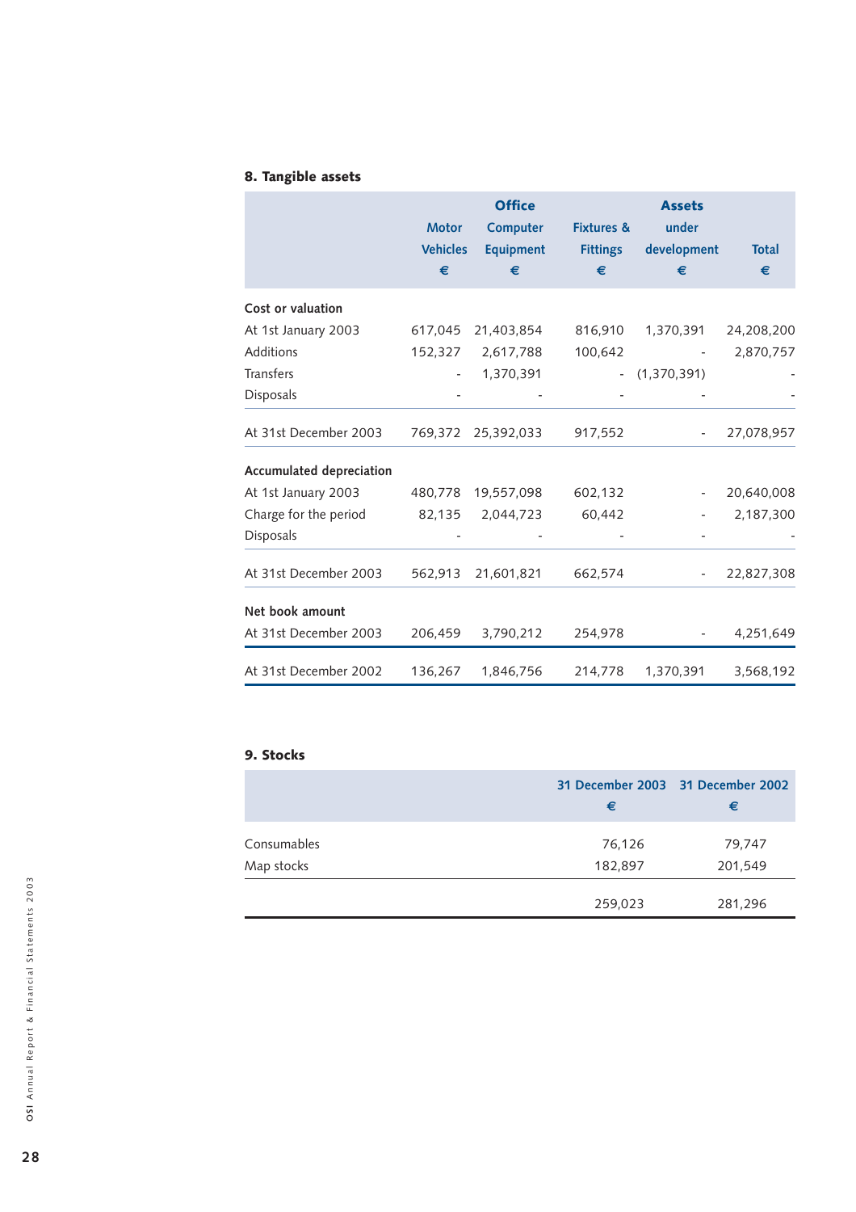## 8. Tangible assets

| | Motor Vehicles € | Office Computer Equipment € | Fixtures & Fittings € | Assets under development € | Total € |
|---|---|---|---|---|---|
| **Cost or valuation** | | | | | |
| At 1st January 2003 | 617,045 | 21,403,854 | 816,910 | 1,370,391 | 24,208,200 |
| Additions | 152,327 | 2,617,788 | 100,642 | - | 2,870,757 |
| Transfers | - | 1,370,391 | - | (1,370,391) | - |
| Disposals | - | - | - | - | - |
| At 31st December 2003 | 769,372 | 25,392,033 | 917,552 | - | 27,078,957 |
| **Accumulated depreciation** | | | | | |
| At 1st January 2003 | 480,778 | 19,557,098 | 602,132 | - | 20,640,008 |
| Charge for the period | 82,135 | 2,044,723 | 60,442 | - | 2,187,300 |
| Disposals | - | - | - | - | - |
| At 31st December 2003 | 562,913 | 21,601,821 | 662,574 | - | 22,827,308 |
| **Net book amount** | | | | | |
| At 31st December 2003 | 206,459 | 3,790,212 | 254,978 | - | 4,251,649 |
| At 31st December 2002 | 136,267 | 1,846,756 | 214,778 | 1,370,391 | 3,568,192 |

## 9. Stocks

| | 31 December 2003 € | 31 December 2002 € |
|---|---|---|
| Consumables | 76,126 | 79,747 |
| Map stocks | 182,897 | 201,549 |
| | 259,023 | 281,296 |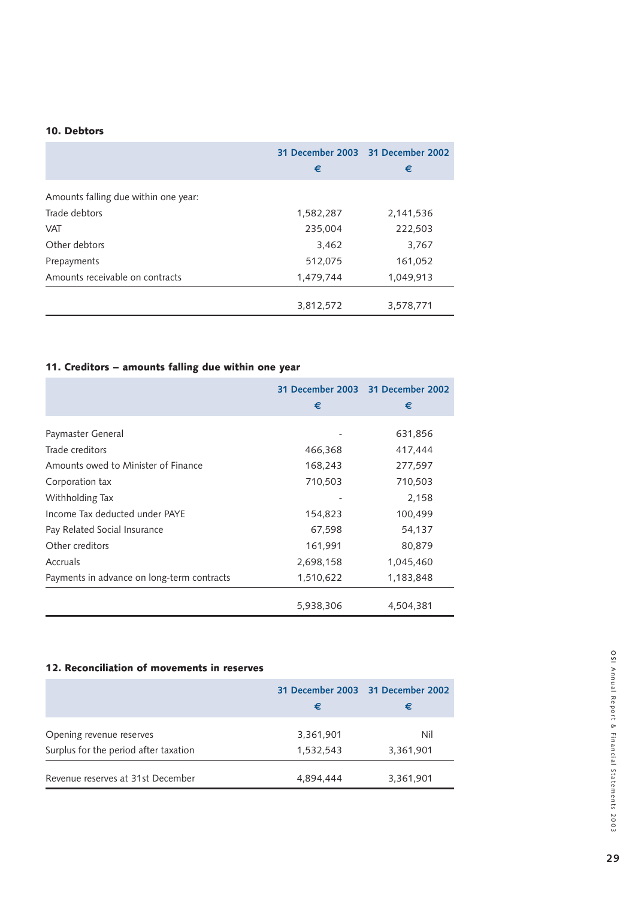## 10. Debtors

| | 31 December 2003 | 31 December 2002 |
|---|---|---|
| | € | € |
| Amounts falling due within one year: | | |
| Trade debtors | 1,582,287 | 2,141,536 |
| VAT | 235,004 | 222,503 |
| Other debtors | 3,462 | 3,767 |
| Prepayments | 512,075 | 161,052 |
| Amounts receivable on contracts | 1,479,744 | 1,049,913 |
| | 3,812,572 | 3,578,771 |

## 11. Creditors – amounts falling due within one year

| | 31 December 2003 | 31 December 2002 |
|---|---|---|
| | € | € |
| Paymaster General | - | 631,856 |
| Trade creditors | 466,368 | 417,444 |
| Amounts owed to Minister of Finance | 168,243 | 277,597 |
| Corporation tax | 710,503 | 710,503 |
| Withholding Tax | - | 2,158 |
| Income Tax deducted under PAYE | 154,823 | 100,499 |
| Pay Related Social Insurance | 67,598 | 54,137 |
| Other creditors | 161,991 | 80,879 |
| Accruals | 2,698,158 | 1,045,460 |
| Payments in advance on long-term contracts | 1,510,622 | 1,183,848 |
| | 5,938,306 | 4,504,381 |

## 12. Reconciliation of movements in reserves

| | 31 December 2003 | 31 December 2002 |
|---|---|---|
| | € | € |
| Opening revenue reserves | 3,361,901 | Nil |
| Surplus for the period after taxation | 1,532,543 | 3,361,901 |
| Revenue reserves at 31st December | 4,894,444 | 3,361,901 |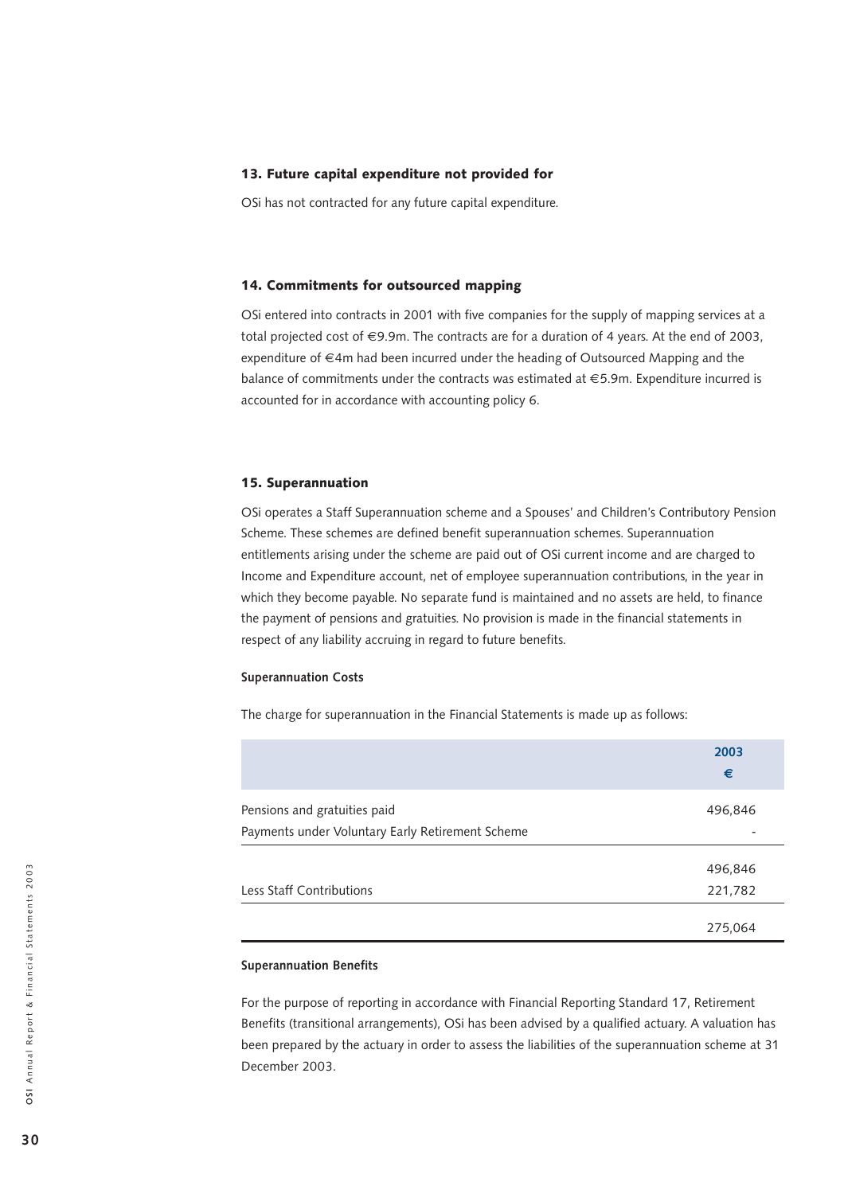## 13. Future capital expenditure not provided for

OSi has not contracted for any future capital expenditure.

## 14. Commitments for outsourced mapping

OSi entered into contracts in 2001 with five companies for the supply of mapping services at a total projected cost of €9.9m. The contracts are for a duration of 4 years. At the end of 2003, expenditure of €4m had been incurred under the heading of Outsourced Mapping and the balance of commitments under the contracts was estimated at €5.9m. Expenditure incurred is accounted for in accordance with accounting policy 6.

## 15. Superannuation

OSi operates a Staff Superannuation scheme and a Spouses' and Children's Contributory Pension Scheme. These schemes are defined benefit superannuation schemes. Superannuation entitlements arising under the scheme are paid out of OSi current income and are charged to Income and Expenditure account, net of employee superannuation contributions, in the year in which they become payable. No separate fund is maintained and no assets are held, to finance the payment of pensions and gratuities. No provision is made in the financial statements in respect of any liability accruing in regard to future benefits.

**Superannuation Costs**

The charge for superannuation in the Financial Statements is made up as follows:

| | 2003<br>€ |
|---|---|
| Pensions and gratuities paid | 496,846 |
| Payments under Voluntary Early Retirement Scheme | - |
| | 496,846 |
| Less Staff Contributions | 221,782 |
| | 275,064 |

**Superannuation Benefits**

For the purpose of reporting in accordance with Financial Reporting Standard 17, Retirement Benefits (transitional arrangements), OSi has been advised by a qualified actuary. A valuation has been prepared by the actuary in order to assess the liabilities of the superannuation scheme at 31 December 2003.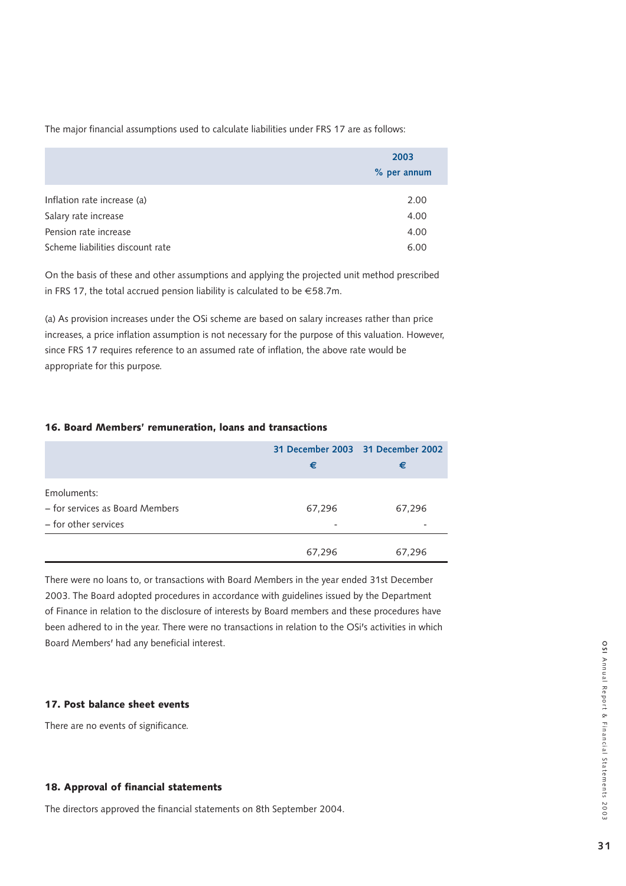The major financial assumptions used to calculate liabilities under FRS 17 are as follows:

| | 2003<br>% per annum |
|---|---|
| Inflation rate increase (a) | 2.00 |
| Salary rate increase | 4.00 |
| Pension rate increase | 4.00 |
| Scheme liabilities discount rate | 6.00 |

On the basis of these and other assumptions and applying the projected unit method prescribed in FRS 17, the total accrued pension liability is calculated to be €58.7m.

(a) As provision increases under the OSi scheme are based on salary increases rather than price increases, a price inflation assumption is not necessary for the purpose of this valuation. However, since FRS 17 requires reference to an assumed rate of inflation, the above rate would be appropriate for this purpose.

## 16. Board Members' remuneration, loans and transactions

| | 31 December 2003<br>€ | 31 December 2002<br>€ |
|---|---|---|
| Emoluments: | | |
| – for services as Board Members | 67,296 | 67,296 |
| – for other services | - | - |
| | 67,296 | 67,296 |

There were no loans to, or transactions with Board Members in the year ended 31st December 2003. The Board adopted procedures in accordance with guidelines issued by the Department of Finance in relation to the disclosure of interests by Board members and these procedures have been adhered to in the year. There were no transactions in relation to the OSi's activities in which Board Members' had any beneficial interest.

## 17. Post balance sheet events

There are no events of significance.

## 18. Approval of financial statements

The directors approved the financial statements on 8th September 2004.